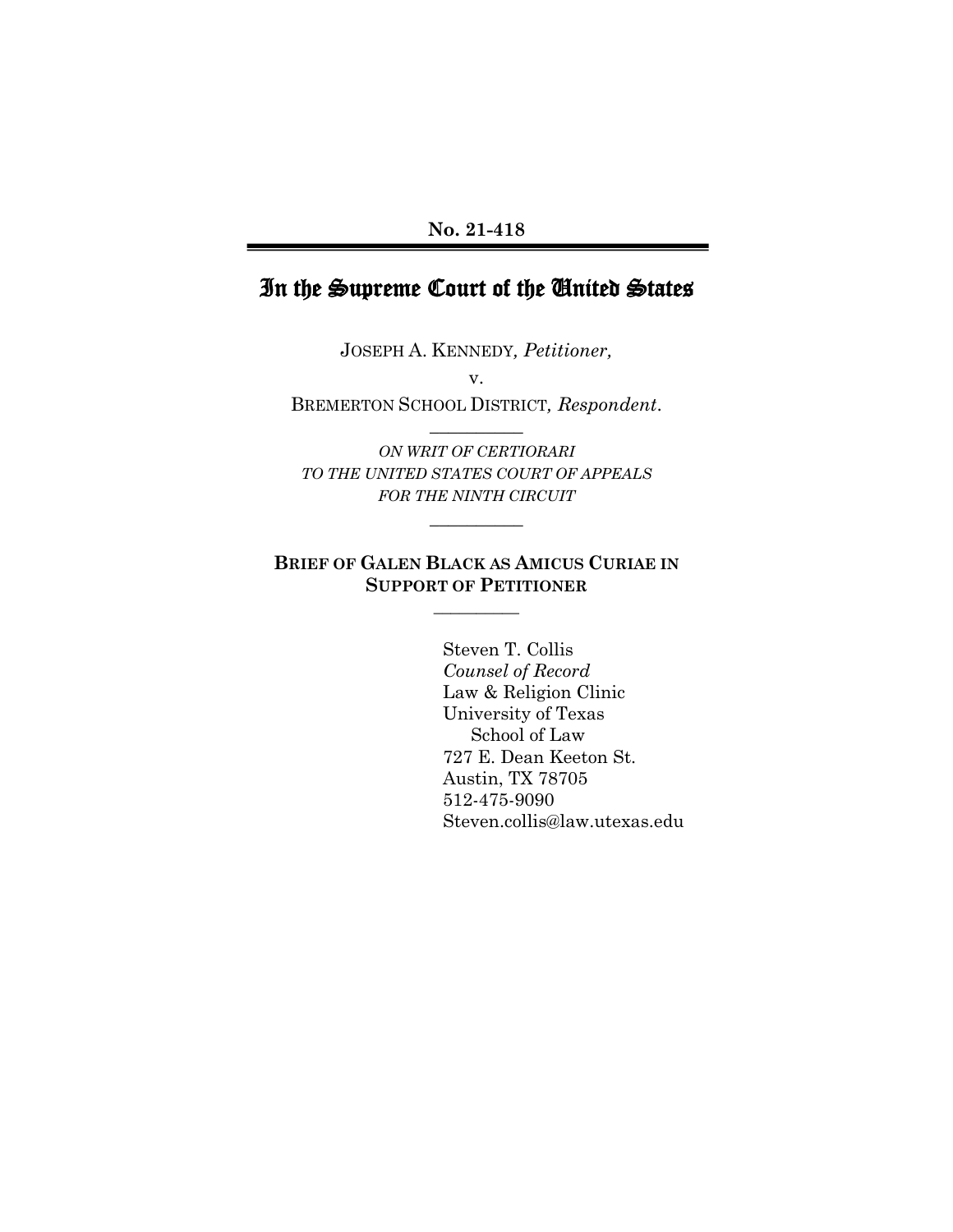**No. 21-418**

# In the Supreme Court of the United States

JOSEPH A. KENNEDY, *Petitioner,*

v.

BREMERTON SCHOOL DISTRICT, *Respondent.*

---

*ON WRIT OF CERTIORARI*
*TO THE UNITED STATES COURT OF APPEALS*
*FOR THE NINTH CIRCUIT*

---

**BRIEF OF GALEN BLACK AS AMICUS CURIAE IN SUPPORT OF PETITIONER**

---

Steven T. Collis
*Counsel of Record*
Law & Religion Clinic
University of Texas
School of Law
727 E. Dean Keeton St.
Austin, TX 78705
512-475-9090
Steven.collis@law.utexas.edu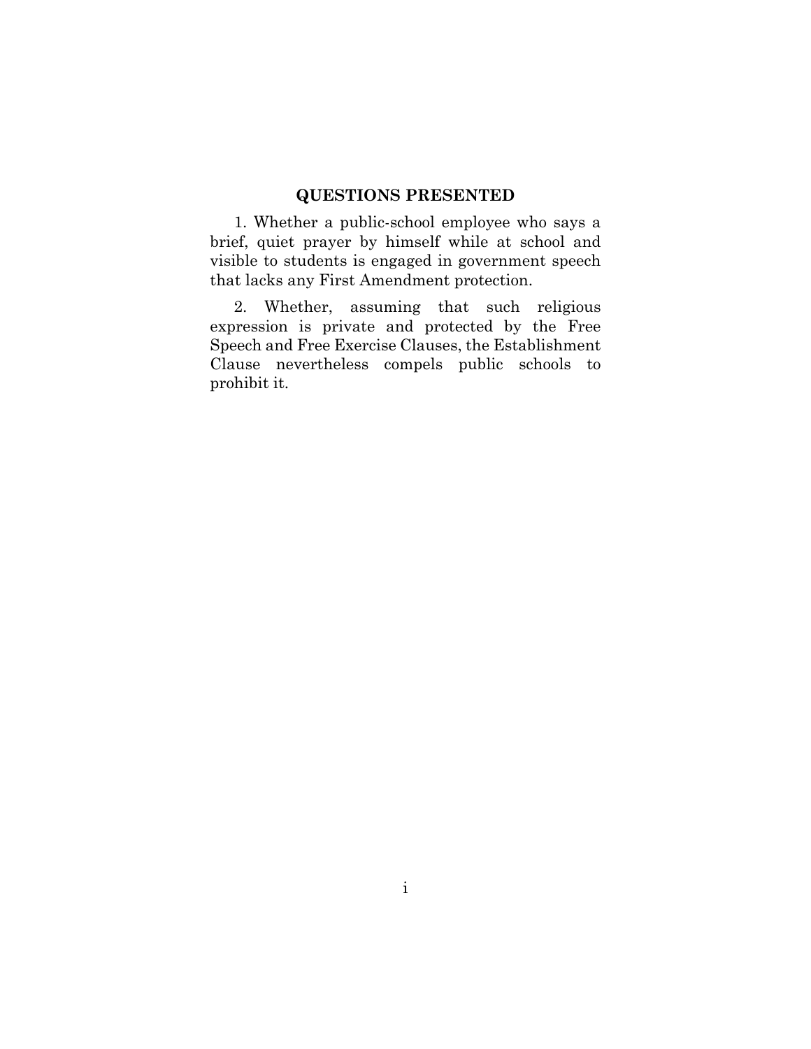## QUESTIONS PRESENTED

1. Whether a public-school employee who says a brief, quiet prayer by himself while at school and visible to students is engaged in government speech that lacks any First Amendment protection.

2. Whether, assuming that such religious expression is private and protected by the Free Speech and Free Exercise Clauses, the Establishment Clause nevertheless compels public schools to prohibit it.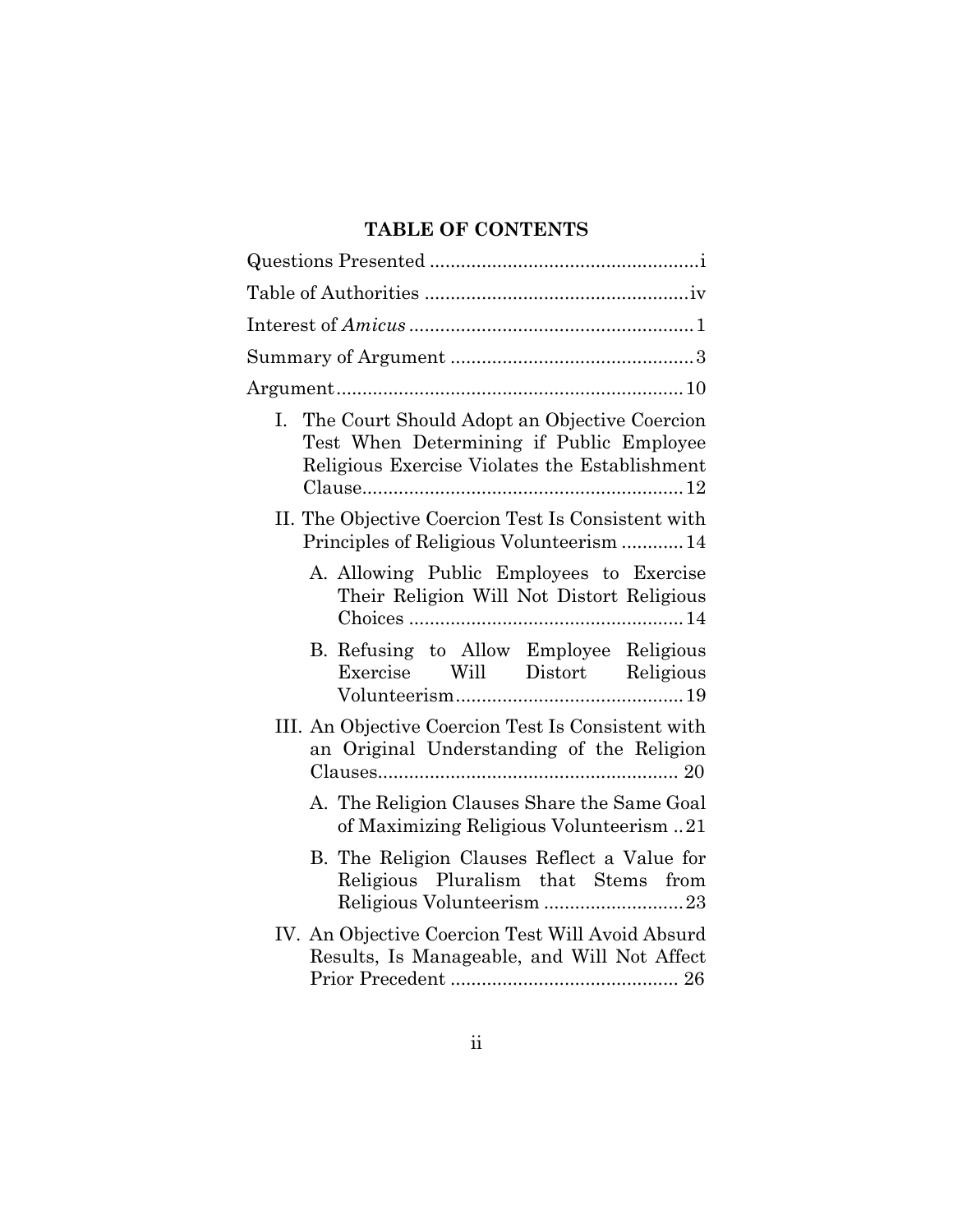# TABLE OF CONTENTS

Questions Presented .................................................... i

Table of Authorities .................................................. iv

Interest of *Amicus* ...................................................... 1

Summary of Argument .............................................. 3

Argument ................................................................... 10

I. The Court Should Adopt an Objective Coercion Test When Determining if Public Employee Religious Exercise Violates the Establishment Clause ............................................................. 12

II. The Objective Coercion Test Is Consistent with Principles of Religious Volunteerism ............ 14

  A. Allowing Public Employees to Exercise Their Religion Will Not Distort Religious Choices ..................................................... 14

  B. Refusing to Allow Employee Religious Exercise Will Distort Religious Volunteerism ............................................ 19

III. An Objective Coercion Test Is Consistent with an Original Understanding of the Religion Clauses ......................................................... 20

  A. The Religion Clauses Share the Same Goal of Maximizing Religious Volunteerism .. 21

  B. The Religion Clauses Reflect a Value for Religious Pluralism that Stems from Religious Volunteerism ........................... 23

IV. An Objective Coercion Test Will Avoid Absurd Results, Is Manageable, and Will Not Affect Prior Precedent ........................................... 26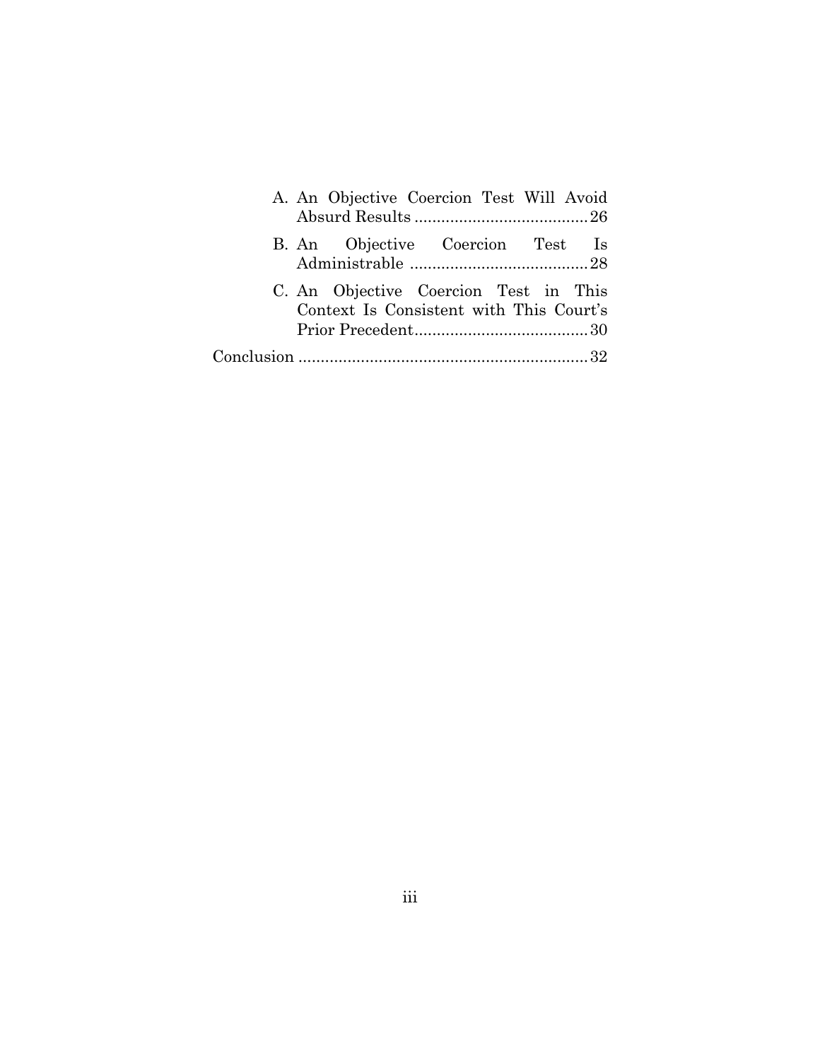A. An Objective Coercion Test Will Avoid Absurd Results ........................................ 26

B. An Objective Coercion Test Is Administrable ........................................ 28

C. An Objective Coercion Test in This Context Is Consistent with This Court's Prior Precedent........................................ 30

Conclusion ................................................................ 32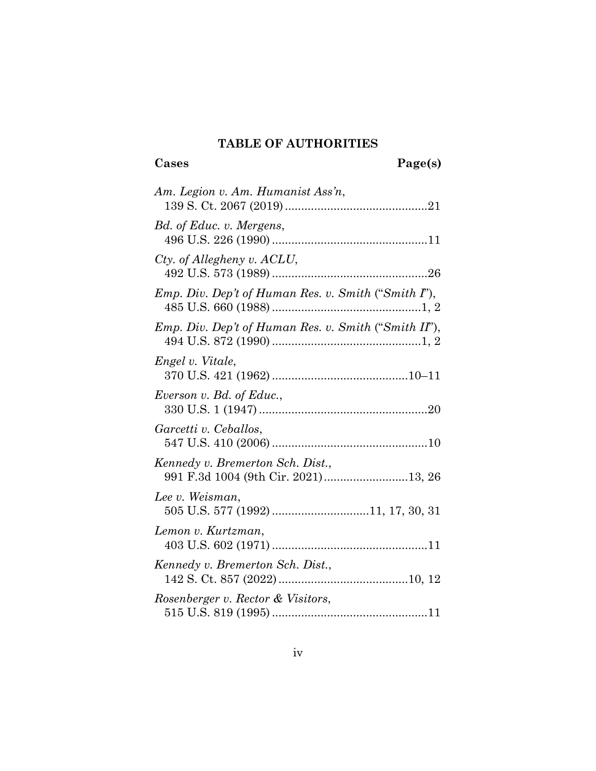## TABLE OF AUTHORITIES

**Cases** **Page(s)**

*Am. Legion v. Am. Humanist Ass'n*,
139 S. Ct. 2067 (2019) ............................................21

*Bd. of Educ. v. Mergens*,
496 U.S. 226 (1990) ................................................11

*Cty. of Allegheny v. ACLU*,
492 U.S. 573 (1989) ................................................26

*Emp. Div. Dep't of Human Res. v. Smith* ("*Smith I*"),
485 U.S. 660 (1988) ..............................................1, 2

*Emp. Div. Dep't of Human Res. v. Smith* ("*Smith II*"),
494 U.S. 872 (1990) ..............................................1, 2

*Engel v. Vitale*,
370 U.S. 421 (1962) ..........................................10–11

*Everson v. Bd. of Educ.*,
330 U.S. 1 (1947) ....................................................20

*Garcetti v. Ceballos*,
547 U.S. 410 (2006) ................................................10

*Kennedy v. Bremerton Sch. Dist.*,
991 F.3d 1004 (9th Cir. 2021)..........................13, 26

*Lee v. Weisman*,
505 U.S. 577 (1992) .............................11, 17, 30, 31

*Lemon v. Kurtzman*,
403 U.S. 602 (1971) ................................................11

*Kennedy v. Bremerton Sch. Dist.*,
142 S. Ct. 857 (2022) ........................................10, 12

*Rosenberger v. Rector & Visitors*,
515 U.S. 819 (1995) ................................................11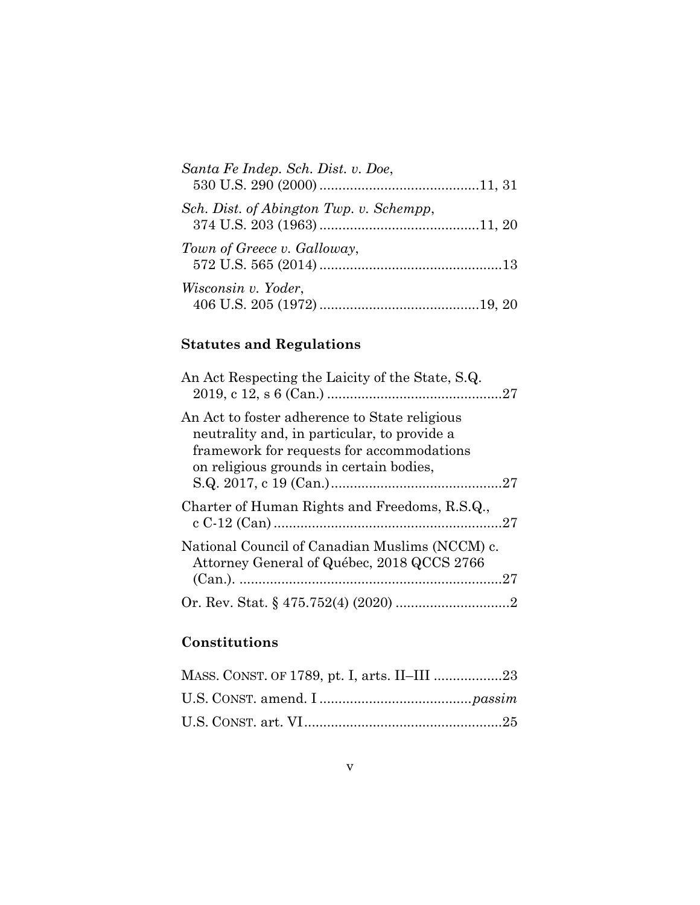*Santa Fe Indep. Sch. Dist. v. Doe*,
530 U.S. 290 (2000) .........................................11, 31

*Sch. Dist. of Abington Twp. v. Schempp*,
374 U.S. 203 (1963) .........................................11, 20

*Town of Greece v. Galloway*,
572 U.S. 565 (2014) ...............................................13

*Wisconsin v. Yoder*,
406 U.S. 205 (1972) .........................................19, 20

### Statutes and Regulations

An Act Respecting the Laicity of the State, S.Q. 2019, c 12, s 6 (Can.) .............................................27

An Act to foster adherence to State religious neutrality and, in particular, to provide a framework for requests for accommodations on religious grounds in certain bodies, S.Q. 2017, c 19 (Can.)............................................27

Charter of Human Rights and Freedoms, R.S.Q., c C-12 (Can) ...........................................................27

National Council of Canadian Muslims (NCCM) c. Attorney General of Québec, 2018 QCCS 2766 (Can.). ....................................................................27

Or. Rev. Stat. § 475.752(4) (2020) .............................2

### Constitutions

MASS. CONST. OF 1789, pt. I, arts. II–III ..................23

U.S. CONST. amend. I .......................................*passim*

U.S. CONST. art. VI...................................................25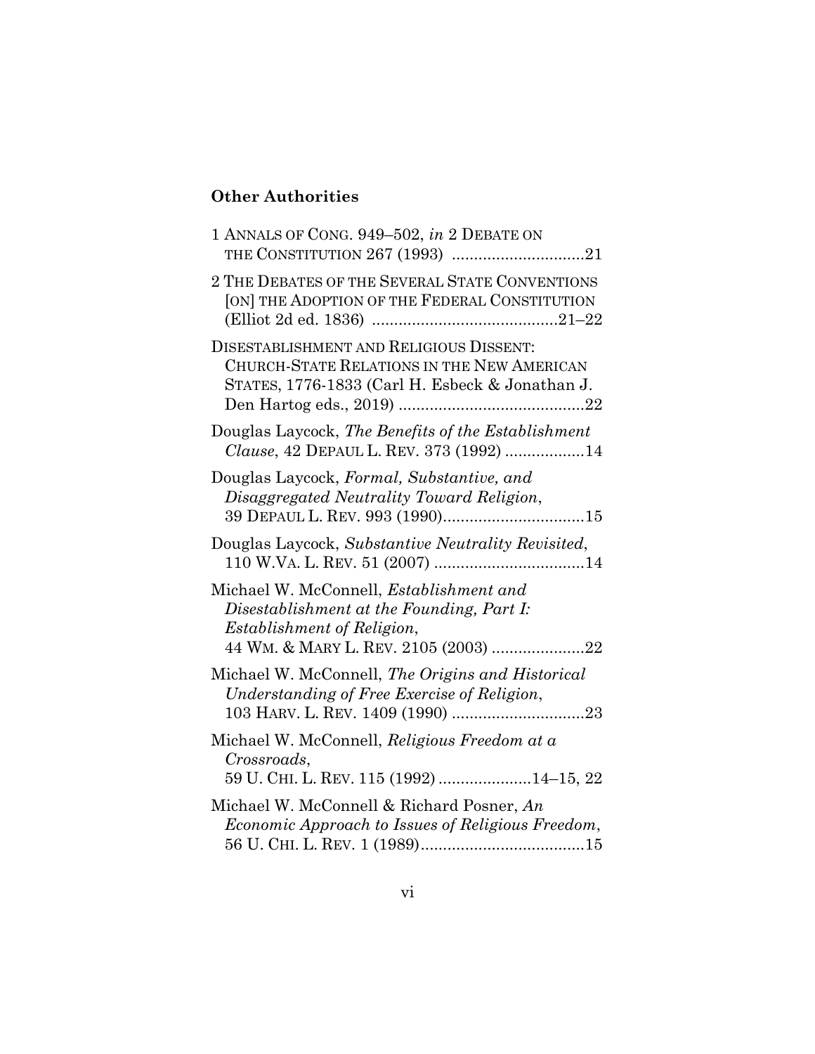## Other Authorities

1 ANNALS OF CONG. 949–502, *in* 2 DEBATE ON THE CONSTITUTION 267 (1993) ..............................21

2 THE DEBATES OF THE SEVERAL STATE CONVENTIONS [ON] THE ADOPTION OF THE FEDERAL CONSTITUTION (Elliot 2d ed. 1836) ..........................................21–22

DISESTABLISHMENT AND RELIGIOUS DISSENT: CHURCH-STATE RELATIONS IN THE NEW AMERICAN STATES, 1776-1833 (Carl H. Esbeck & Jonathan J. Den Hartog eds., 2019) ..........................................22

Douglas Laycock, *The Benefits of the Establishment Clause*, 42 DEPAUL L. REV. 373 (1992) ..................14

Douglas Laycock, *Formal, Substantive, and Disaggregated Neutrality Toward Religion*, 39 DEPAUL L. REV. 993 (1990)................................15

Douglas Laycock, *Substantive Neutrality Revisited*, 110 W.VA. L. REV. 51 (2007) ..................................14

Michael W. McConnell, *Establishment and Disestablishment at the Founding, Part I: Establishment of Religion*, 44 WM. & MARY L. REV. 2105 (2003) .....................22

Michael W. McConnell, *The Origins and Historical Understanding of Free Exercise of Religion*, 103 HARV. L. REV. 1409 (1990) ..............................23

Michael W. McConnell, *Religious Freedom at a Crossroads*, 59 U. CHI. L. REV. 115 (1992) .....................14–15, 22

Michael W. McConnell & Richard Posner, *An Economic Approach to Issues of Religious Freedom*, 56 U. CHI. L. REV. 1 (1989).....................................15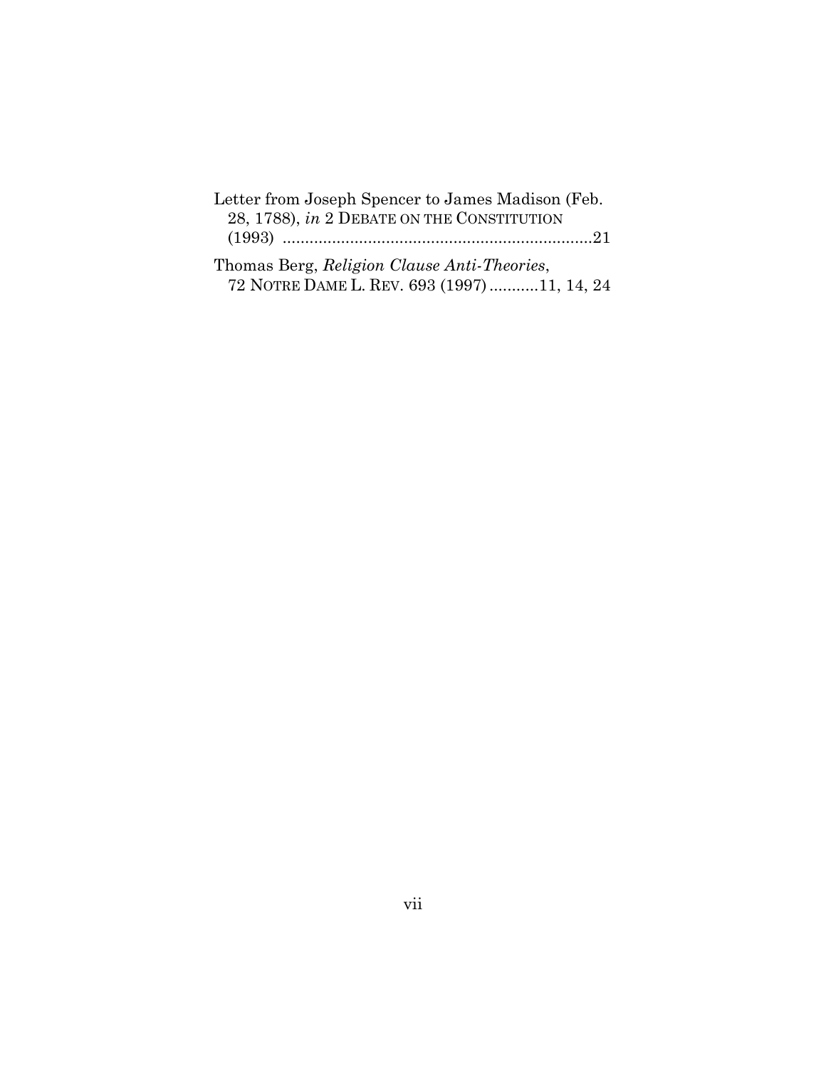Letter from Joseph Spencer to James Madison (Feb. 28, 1788), *in* 2 DEBATE ON THE CONSTITUTION (1993) ....................................................................21

Thomas Berg, *Religion Clause Anti-Theories*, 72 NOTRE DAME L. REV. 693 (1997)...........11, 14, 24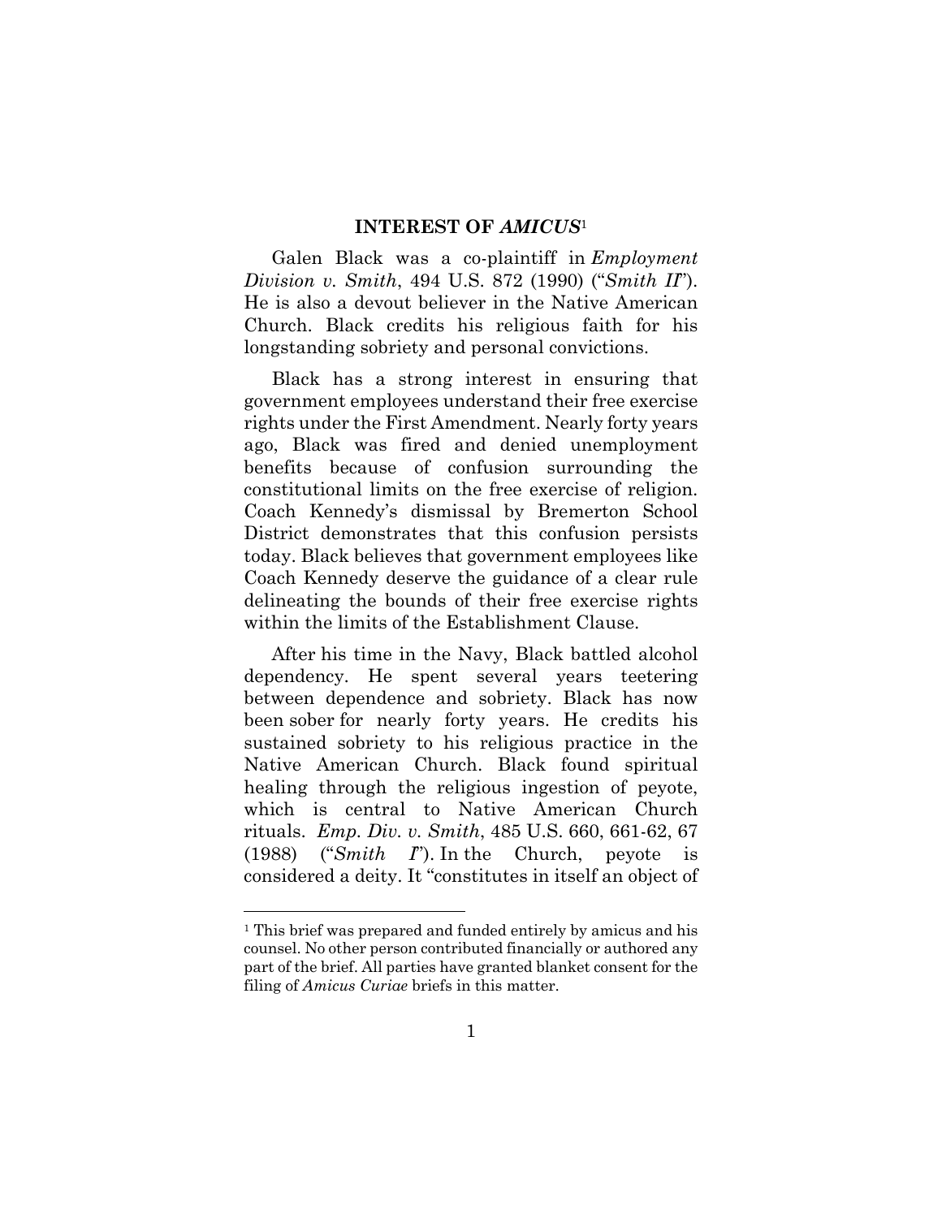## INTEREST OF *AMICUS*[1]

Galen Black was a co-plaintiff in *Employment Division v. Smith*, 494 U.S. 872 (1990) ("*Smith II*"). He is also a devout believer in the Native American Church. Black credits his religious faith for his longstanding sobriety and personal convictions.

Black has a strong interest in ensuring that government employees understand their free exercise rights under the First Amendment. Nearly forty years ago, Black was fired and denied unemployment benefits because of confusion surrounding the constitutional limits on the free exercise of religion. Coach Kennedy's dismissal by Bremerton School District demonstrates that this confusion persists today. Black believes that government employees like Coach Kennedy deserve the guidance of a clear rule delineating the bounds of their free exercise rights within the limits of the Establishment Clause.

After his time in the Navy, Black battled alcohol dependency. He spent several years teetering between dependence and sobriety. Black has now been sober for nearly forty years. He credits his sustained sobriety to his religious practice in the Native American Church. Black found spiritual healing through the religious ingestion of peyote, which is central to Native American Church rituals. *Emp. Div. v. Smith*, 485 U.S. 660, 661-62, 67 (1988) ("*Smith I*"). In the Church, peyote is considered a deity. It "constitutes in itself an object of

---

[1] This brief was prepared and funded entirely by amicus and his counsel. No other person contributed financially or authored any part of the brief. All parties have granted blanket consent for the filing of *Amicus Curiae* briefs in this matter.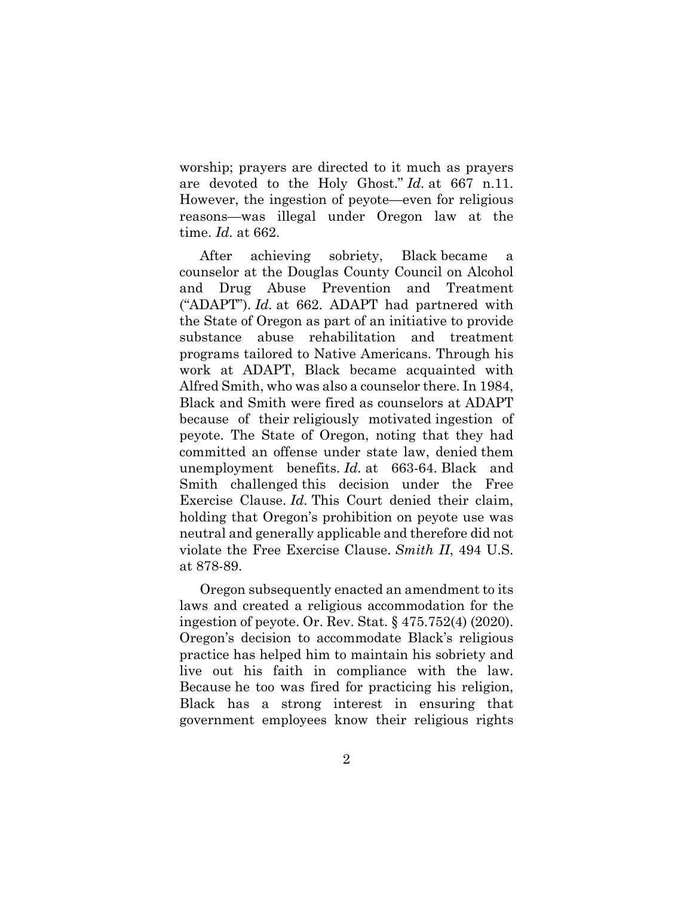worship; prayers are directed to it much as prayers are devoted to the Holy Ghost." *Id.* at 667 n.11. However, the ingestion of peyote—even for religious reasons—was illegal under Oregon law at the time. *Id.* at 662.

After achieving sobriety, Black became a counselor at the Douglas County Council on Alcohol and Drug Abuse Prevention and Treatment ("ADAPT"). *Id.* at 662. ADAPT had partnered with the State of Oregon as part of an initiative to provide substance abuse rehabilitation and treatment programs tailored to Native Americans. Through his work at ADAPT, Black became acquainted with Alfred Smith, who was also a counselor there. In 1984, Black and Smith were fired as counselors at ADAPT because of their religiously motivated ingestion of peyote. The State of Oregon, noting that they had committed an offense under state law, denied them unemployment benefits. *Id.* at 663-64. Black and Smith challenged this decision under the Free Exercise Clause. *Id.* This Court denied their claim, holding that Oregon's prohibition on peyote use was neutral and generally applicable and therefore did not violate the Free Exercise Clause. *Smith II*, 494 U.S. at 878-89.

Oregon subsequently enacted an amendment to its laws and created a religious accommodation for the ingestion of peyote. Or. Rev. Stat. § 475.752(4) (2020). Oregon's decision to accommodate Black's religious practice has helped him to maintain his sobriety and live out his faith in compliance with the law. Because he too was fired for practicing his religion, Black has a strong interest in ensuring that government employees know their religious rights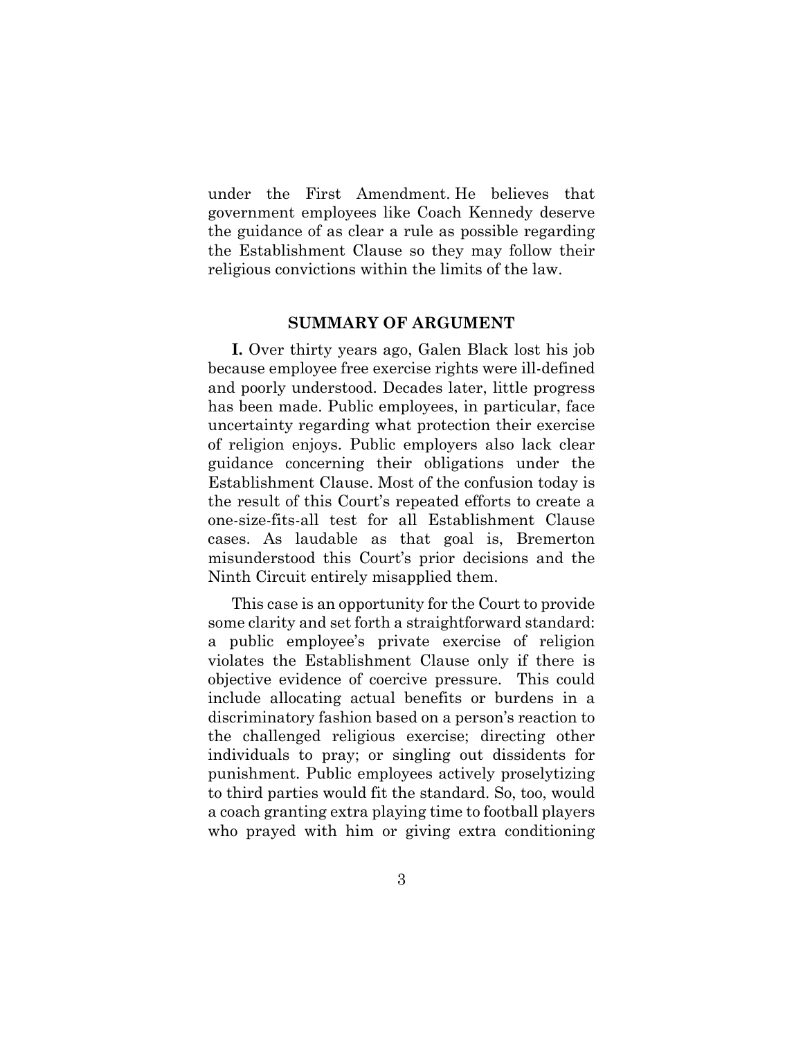under the First Amendment. He believes that government employees like Coach Kennedy deserve the guidance of as clear a rule as possible regarding the Establishment Clause so they may follow their religious convictions within the limits of the law.

## SUMMARY OF ARGUMENT

**I.** Over thirty years ago, Galen Black lost his job because employee free exercise rights were ill-defined and poorly understood. Decades later, little progress has been made. Public employees, in particular, face uncertainty regarding what protection their exercise of religion enjoys. Public employers also lack clear guidance concerning their obligations under the Establishment Clause. Most of the confusion today is the result of this Court's repeated efforts to create a one-size-fits-all test for all Establishment Clause cases. As laudable as that goal is, Bremerton misunderstood this Court's prior decisions and the Ninth Circuit entirely misapplied them.

This case is an opportunity for the Court to provide some clarity and set forth a straightforward standard: a public employee's private exercise of religion violates the Establishment Clause only if there is objective evidence of coercive pressure. This could include allocating actual benefits or burdens in a discriminatory fashion based on a person's reaction to the challenged religious exercise; directing other individuals to pray; or singling out dissidents for punishment. Public employees actively proselytizing to third parties would fit the standard. So, too, would a coach granting extra playing time to football players who prayed with him or giving extra conditioning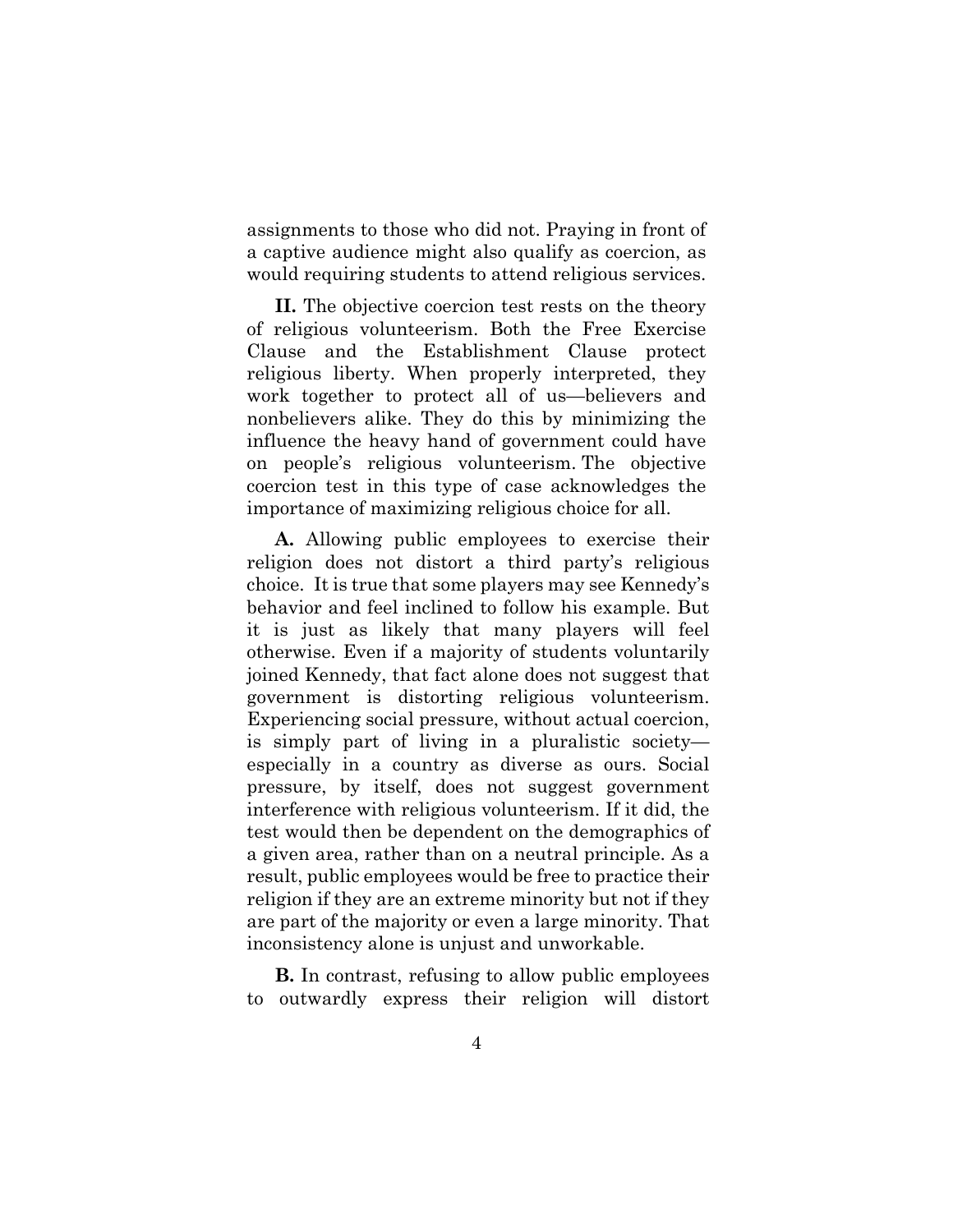assignments to those who did not. Praying in front of a captive audience might also qualify as coercion, as would requiring students to attend religious services.

**II.** The objective coercion test rests on the theory of religious volunteerism. Both the Free Exercise Clause and the Establishment Clause protect religious liberty. When properly interpreted, they work together to protect all of us—believers and nonbelievers alike. They do this by minimizing the influence the heavy hand of government could have on people's religious volunteerism. The objective coercion test in this type of case acknowledges the importance of maximizing religious choice for all.

**A.** Allowing public employees to exercise their religion does not distort a third party's religious choice. It is true that some players may see Kennedy's behavior and feel inclined to follow his example. But it is just as likely that many players will feel otherwise. Even if a majority of students voluntarily joined Kennedy, that fact alone does not suggest that government is distorting religious volunteerism. Experiencing social pressure, without actual coercion, is simply part of living in a pluralistic society—especially in a country as diverse as ours. Social pressure, by itself, does not suggest government interference with religious volunteerism. If it did, the test would then be dependent on the demographics of a given area, rather than on a neutral principle. As a result, public employees would be free to practice their religion if they are an extreme minority but not if they are part of the majority or even a large minority. That inconsistency alone is unjust and unworkable.

**B.** In contrast, refusing to allow public employees to outwardly express their religion will distort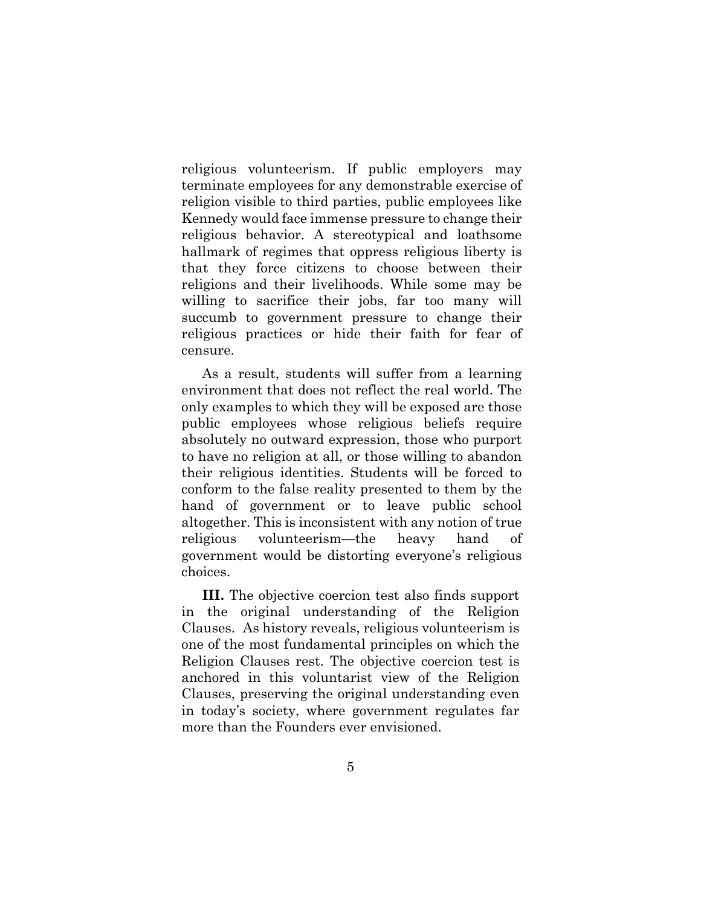religious volunteerism. If public employers may terminate employees for any demonstrable exercise of religion visible to third parties, public employees like Kennedy would face immense pressure to change their religious behavior. A stereotypical and loathsome hallmark of regimes that oppress religious liberty is that they force citizens to choose between their religions and their livelihoods. While some may be willing to sacrifice their jobs, far too many will succumb to government pressure to change their religious practices or hide their faith for fear of censure.

As a result, students will suffer from a learning environment that does not reflect the real world. The only examples to which they will be exposed are those public employees whose religious beliefs require absolutely no outward expression, those who purport to have no religion at all, or those willing to abandon their religious identities. Students will be forced to conform to the false reality presented to them by the hand of government or to leave public school altogether. This is inconsistent with any notion of true religious volunteerism—the heavy hand of government would be distorting everyone's religious choices.

**III.** The objective coercion test also finds support in the original understanding of the Religion Clauses. As history reveals, religious volunteerism is one of the most fundamental principles on which the Religion Clauses rest. The objective coercion test is anchored in this voluntarist view of the Religion Clauses, preserving the original understanding even in today's society, where government regulates far more than the Founders ever envisioned.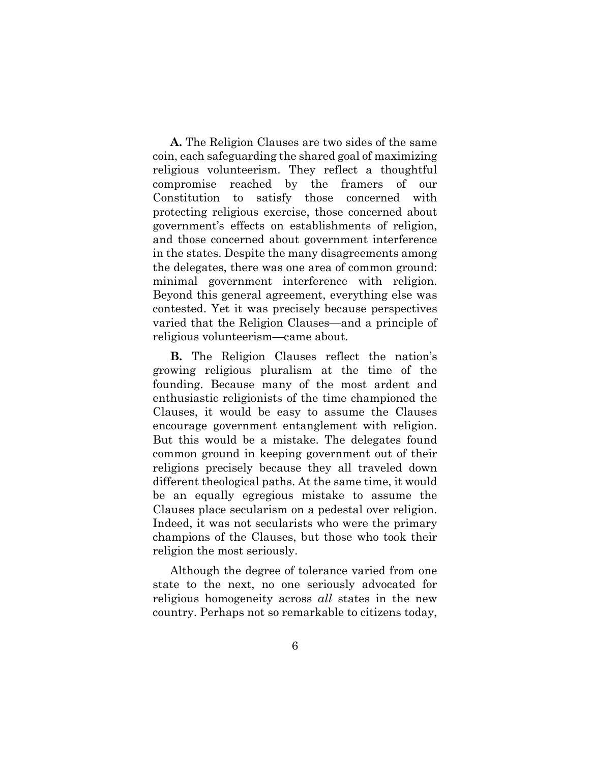**A.** The Religion Clauses are two sides of the same coin, each safeguarding the shared goal of maximizing religious volunteerism. They reflect a thoughtful compromise reached by the framers of our Constitution to satisfy those concerned with protecting religious exercise, those concerned about government's effects on establishments of religion, and those concerned about government interference in the states. Despite the many disagreements among the delegates, there was one area of common ground: minimal government interference with religion. Beyond this general agreement, everything else was contested. Yet it was precisely because perspectives varied that the Religion Clauses—and a principle of religious volunteerism—came about.

**B.** The Religion Clauses reflect the nation's growing religious pluralism at the time of the founding. Because many of the most ardent and enthusiastic religionists of the time championed the Clauses, it would be easy to assume the Clauses encourage government entanglement with religion. But this would be a mistake. The delegates found common ground in keeping government out of their religions precisely because they all traveled down different theological paths. At the same time, it would be an equally egregious mistake to assume the Clauses place secularism on a pedestal over religion. Indeed, it was not secularists who were the primary champions of the Clauses, but those who took their religion the most seriously.

Although the degree of tolerance varied from one state to the next, no one seriously advocated for religious homogeneity across *all* states in the new country. Perhaps not so remarkable to citizens today,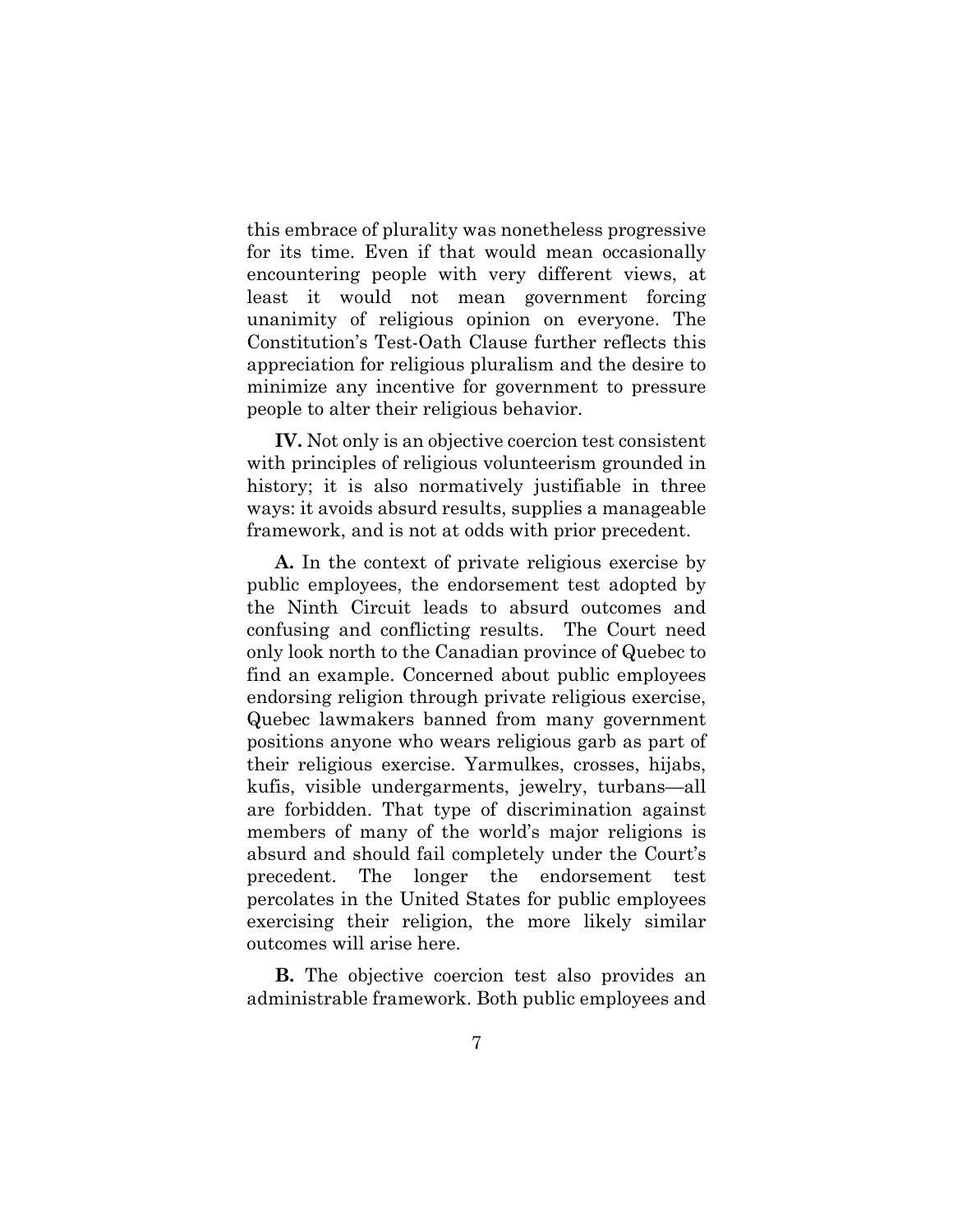this embrace of plurality was nonetheless progressive for its time. Even if that would mean occasionally encountering people with very different views, at least it would not mean government forcing unanimity of religious opinion on everyone. The Constitution's Test-Oath Clause further reflects this appreciation for religious pluralism and the desire to minimize any incentive for government to pressure people to alter their religious behavior.

**IV.** Not only is an objective coercion test consistent with principles of religious volunteerism grounded in history; it is also normatively justifiable in three ways: it avoids absurd results, supplies a manageable framework, and is not at odds with prior precedent.

**A.** In the context of private religious exercise by public employees, the endorsement test adopted by the Ninth Circuit leads to absurd outcomes and confusing and conflicting results. The Court need only look north to the Canadian province of Quebec to find an example. Concerned about public employees endorsing religion through private religious exercise, Quebec lawmakers banned from many government positions anyone who wears religious garb as part of their religious exercise. Yarmulkes, crosses, hijabs, kufis, visible undergarments, jewelry, turbans—all are forbidden. That type of discrimination against members of many of the world's major religions is absurd and should fail completely under the Court's precedent. The longer the endorsement test percolates in the United States for public employees exercising their religion, the more likely similar outcomes will arise here.

**B.** The objective coercion test also provides an administrable framework. Both public employees and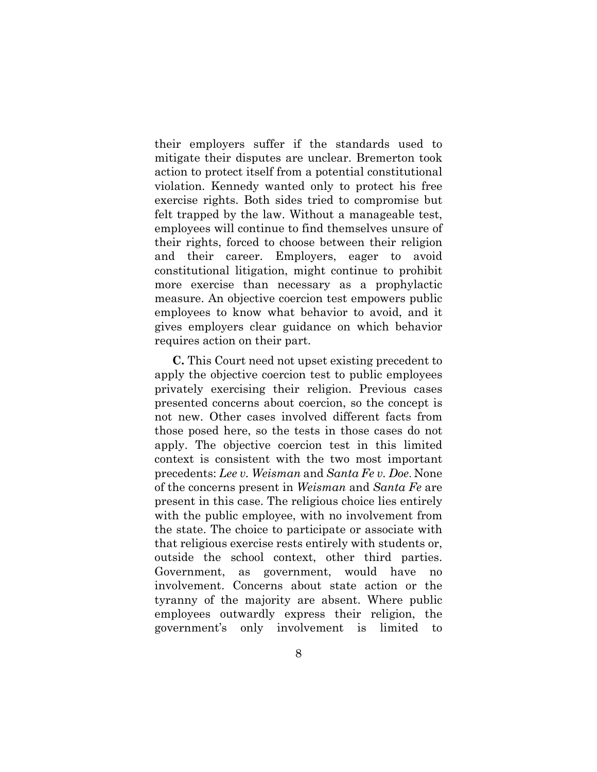their employers suffer if the standards used to mitigate their disputes are unclear. Bremerton took action to protect itself from a potential constitutional violation. Kennedy wanted only to protect his free exercise rights. Both sides tried to compromise but felt trapped by the law. Without a manageable test, employees will continue to find themselves unsure of their rights, forced to choose between their religion and their career. Employers, eager to avoid constitutional litigation, might continue to prohibit more exercise than necessary as a prophylactic measure. An objective coercion test empowers public employees to know what behavior to avoid, and it gives employers clear guidance on which behavior requires action on their part.

**C.** This Court need not upset existing precedent to apply the objective coercion test to public employees privately exercising their religion. Previous cases presented concerns about coercion, so the concept is not new. Other cases involved different facts from those posed here, so the tests in those cases do not apply. The objective coercion test in this limited context is consistent with the two most important precedents: *Lee v. Weisman* and *Santa Fe v. Doe*. None of the concerns present in *Weisman* and *Santa Fe* are present in this case. The religious choice lies entirely with the public employee, with no involvement from the state. The choice to participate or associate with that religious exercise rests entirely with students or, outside the school context, other third parties. Government, as government, would have no involvement. Concerns about state action or the tyranny of the majority are absent. Where public employees outwardly express their religion, the government's only involvement is limited to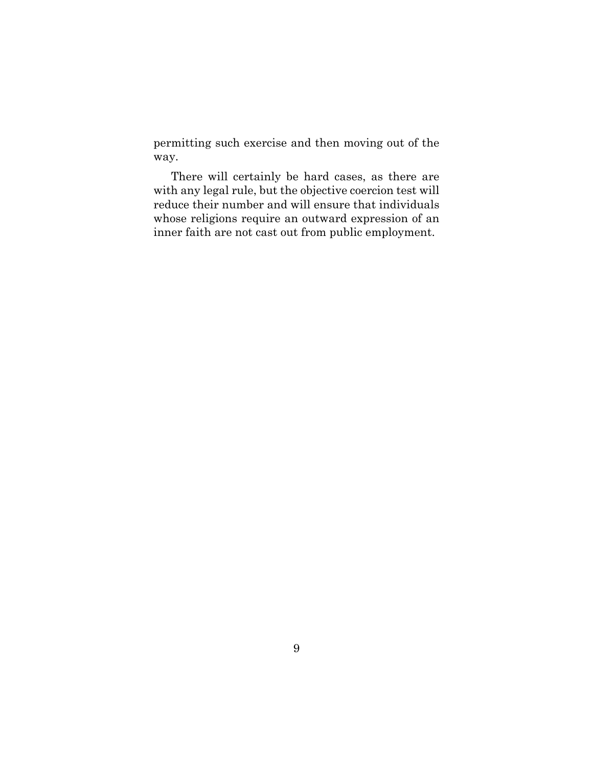permitting such exercise and then moving out of the way.

There will certainly be hard cases, as there are with any legal rule, but the objective coercion test will reduce their number and will ensure that individuals whose religions require an outward expression of an inner faith are not cast out from public employment.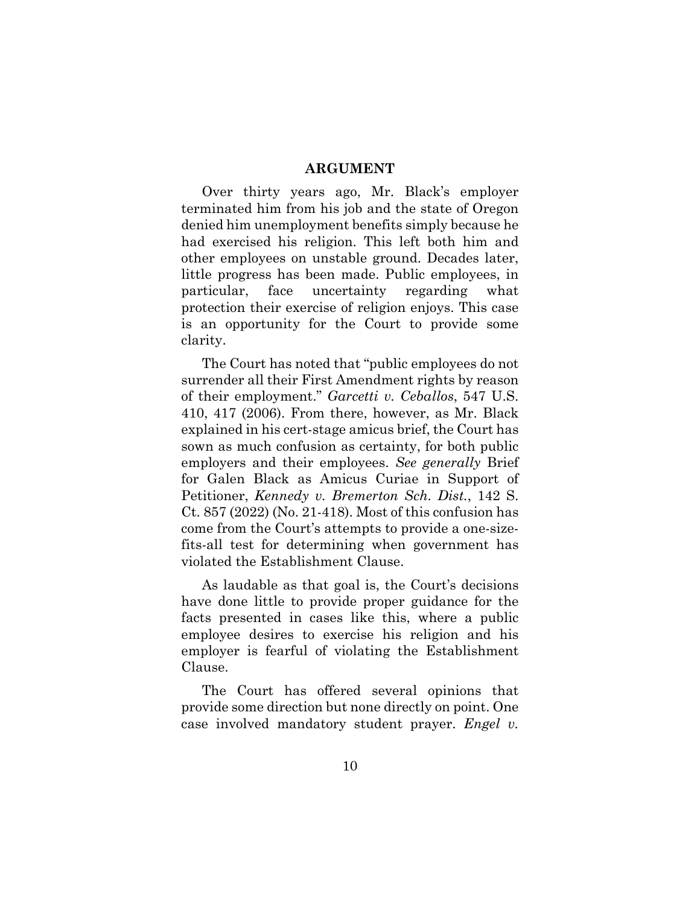## ARGUMENT

Over thirty years ago, Mr. Black's employer terminated him from his job and the state of Oregon denied him unemployment benefits simply because he had exercised his religion. This left both him and other employees on unstable ground. Decades later, little progress has been made. Public employees, in particular, face uncertainty regarding what protection their exercise of religion enjoys. This case is an opportunity for the Court to provide some clarity.

The Court has noted that "public employees do not surrender all their First Amendment rights by reason of their employment." *Garcetti v. Ceballos*, 547 U.S. 410, 417 (2006). From there, however, as Mr. Black explained in his cert-stage amicus brief, the Court has sown as much confusion as certainty, for both public employers and their employees. *See generally* Brief for Galen Black as Amicus Curiae in Support of Petitioner, *Kennedy v. Bremerton Sch. Dist.*, 142 S. Ct. 857 (2022) (No. 21-418). Most of this confusion has come from the Court's attempts to provide a one-size-fits-all test for determining when government has violated the Establishment Clause.

As laudable as that goal is, the Court's decisions have done little to provide proper guidance for the facts presented in cases like this, where a public employee desires to exercise his religion and his employer is fearful of violating the Establishment Clause.

The Court has offered several opinions that provide some direction but none directly on point. One case involved mandatory student prayer. *Engel v.*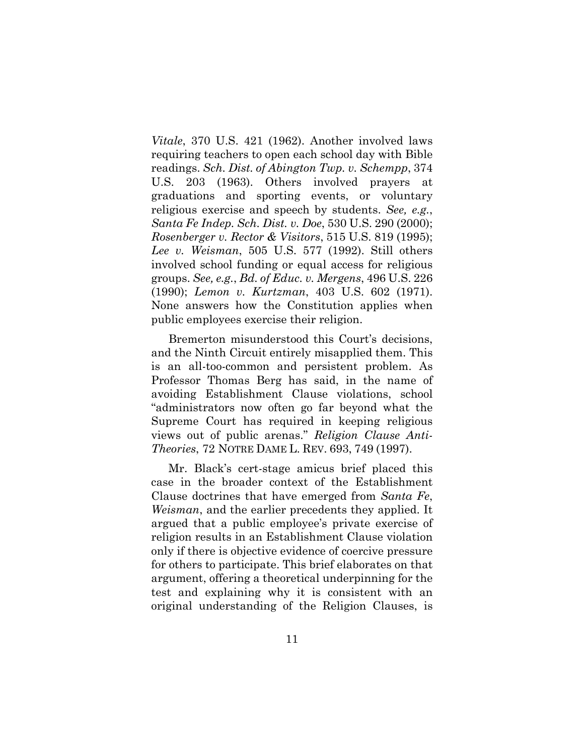*Vitale*, 370 U.S. 421 (1962). Another involved laws requiring teachers to open each school day with Bible readings. *Sch. Dist. of Abington Twp. v. Schempp*, 374 U.S. 203 (1963). Others involved prayers at graduations and sporting events, or voluntary religious exercise and speech by students. *See, e.g.*, *Santa Fe Indep. Sch. Dist. v. Doe*, 530 U.S. 290 (2000); *Rosenberger v. Rector & Visitors*, 515 U.S. 819 (1995); *Lee v. Weisman*, 505 U.S. 577 (1992). Still others involved school funding or equal access for religious groups. *See, e.g.*, *Bd. of Educ. v. Mergens*, 496 U.S. 226 (1990); *Lemon v. Kurtzman*, 403 U.S. 602 (1971). None answers how the Constitution applies when public employees exercise their religion.

Bremerton misunderstood this Court's decisions, and the Ninth Circuit entirely misapplied them. This is an all-too-common and persistent problem. As Professor Thomas Berg has said, in the name of avoiding Establishment Clause violations, school "administrators now often go far beyond what the Supreme Court has required in keeping religious views out of public arenas." *Religion Clause Anti-Theories*, 72 NOTRE DAME L. REV. 693, 749 (1997).

Mr. Black's cert-stage amicus brief placed this case in the broader context of the Establishment Clause doctrines that have emerged from *Santa Fe*, *Weisman*, and the earlier precedents they applied. It argued that a public employee's private exercise of religion results in an Establishment Clause violation only if there is objective evidence of coercive pressure for others to participate. This brief elaborates on that argument, offering a theoretical underpinning for the test and explaining why it is consistent with an original understanding of the Religion Clauses, is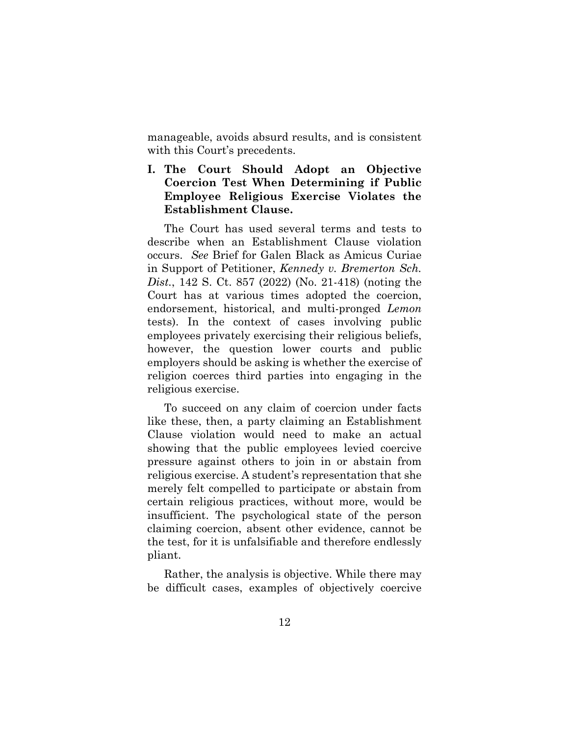manageable, avoids absurd results, and is consistent with this Court's precedents.

## I. The Court Should Adopt an Objective Coercion Test When Determining if Public Employee Religious Exercise Violates the Establishment Clause.

The Court has used several terms and tests to describe when an Establishment Clause violation occurs. *See* Brief for Galen Black as Amicus Curiae in Support of Petitioner, *Kennedy v. Bremerton Sch. Dist.*, 142 S. Ct. 857 (2022) (No. 21-418) (noting the Court has at various times adopted the coercion, endorsement, historical, and multi-pronged *Lemon* tests). In the context of cases involving public employees privately exercising their religious beliefs, however, the question lower courts and public employers should be asking is whether the exercise of religion coerces third parties into engaging in the religious exercise.

To succeed on any claim of coercion under facts like these, then, a party claiming an Establishment Clause violation would need to make an actual showing that the public employees levied coercive pressure against others to join in or abstain from religious exercise. A student's representation that she merely felt compelled to participate or abstain from certain religious practices, without more, would be insufficient. The psychological state of the person claiming coercion, absent other evidence, cannot be the test, for it is unfalsifiable and therefore endlessly pliant.

Rather, the analysis is objective. While there may be difficult cases, examples of objectively coercive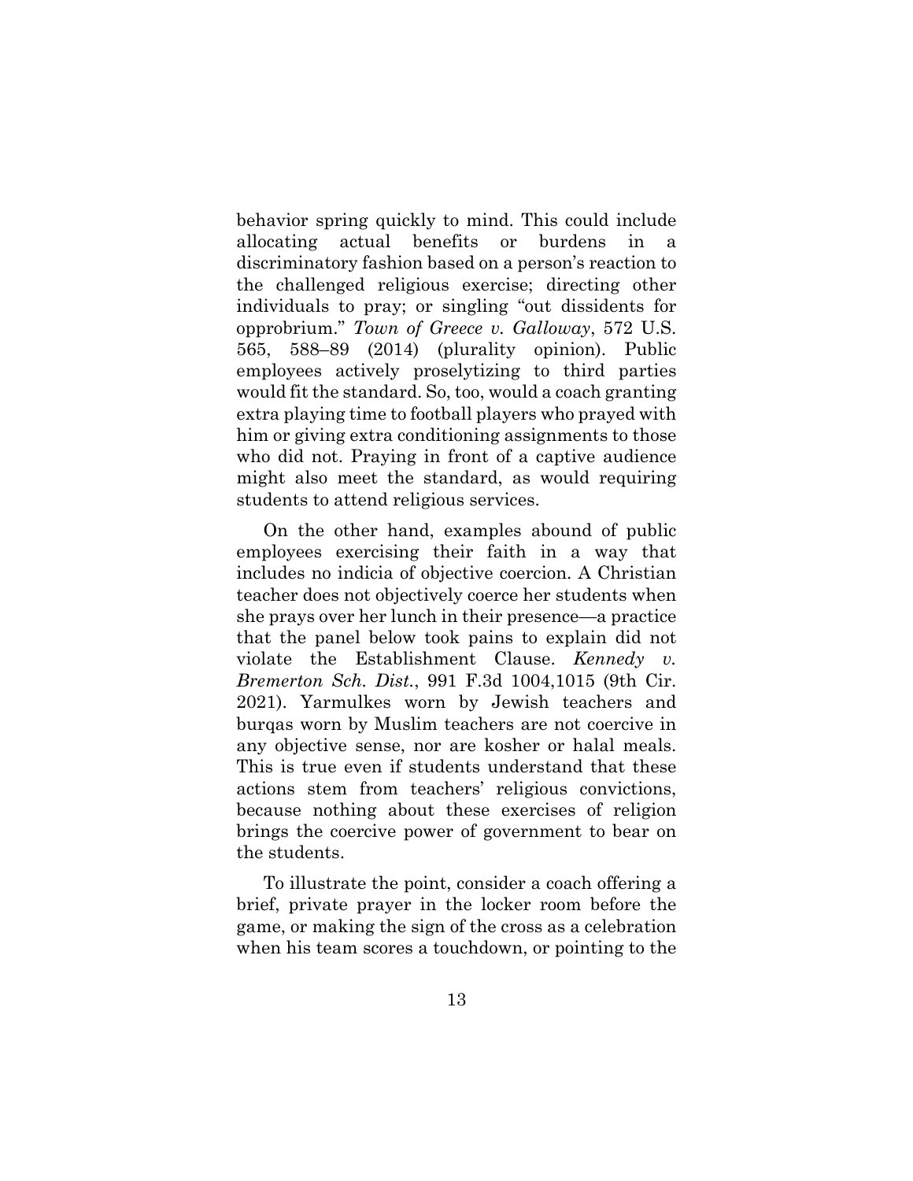behavior spring quickly to mind. This could include allocating actual benefits or burdens in a discriminatory fashion based on a person's reaction to the challenged religious exercise; directing other individuals to pray; or singling "out dissidents for opprobrium." *Town of Greece v. Galloway*, 572 U.S. 565, 588–89 (2014) (plurality opinion). Public employees actively proselytizing to third parties would fit the standard. So, too, would a coach granting extra playing time to football players who prayed with him or giving extra conditioning assignments to those who did not. Praying in front of a captive audience might also meet the standard, as would requiring students to attend religious services.

On the other hand, examples abound of public employees exercising their faith in a way that includes no indicia of objective coercion. A Christian teacher does not objectively coerce her students when she prays over her lunch in their presence—a practice that the panel below took pains to explain did not violate the Establishment Clause. *Kennedy v. Bremerton Sch. Dist.*, 991 F.3d 1004,1015 (9th Cir. 2021). Yarmulkes worn by Jewish teachers and burqas worn by Muslim teachers are not coercive in any objective sense, nor are kosher or halal meals. This is true even if students understand that these actions stem from teachers' religious convictions, because nothing about these exercises of religion brings the coercive power of government to bear on the students.

To illustrate the point, consider a coach offering a brief, private prayer in the locker room before the game, or making the sign of the cross as a celebration when his team scores a touchdown, or pointing to the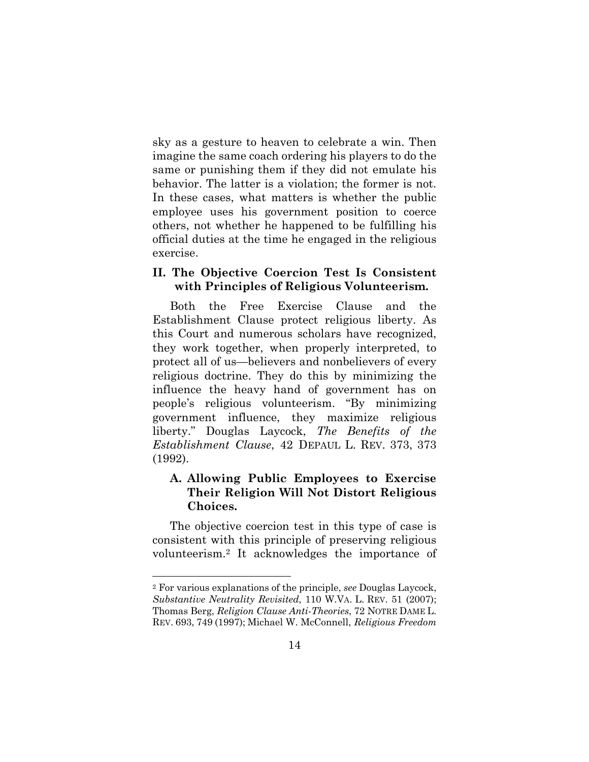sky as a gesture to heaven to celebrate a win. Then imagine the same coach ordering his players to do the same or punishing them if they did not emulate his behavior. The latter is a violation; the former is not. In these cases, what matters is whether the public employee uses his government position to coerce others, not whether he happened to be fulfilling his official duties at the time he engaged in the religious exercise.

## II. The Objective Coercion Test Is Consistent with Principles of Religious Volunteerism.

Both the Free Exercise Clause and the Establishment Clause protect religious liberty. As this Court and numerous scholars have recognized, they work together, when properly interpreted, to protect all of us—believers and nonbelievers of every religious doctrine. They do this by minimizing the influence the heavy hand of government has on people's religious volunteerism. "By minimizing government influence, they maximize religious liberty." Douglas Laycock, *The Benefits of the Establishment Clause*, 42 DEPAUL L. REV. 373, 373 (1992).

### A. Allowing Public Employees to Exercise Their Religion Will Not Distort Religious Choices.

The objective coercion test in this type of case is consistent with this principle of preserving religious volunteerism.[2] It acknowledges the importance of

---

[2] For various explanations of the principle, *see* Douglas Laycock, *Substantive Neutrality Revisited*, 110 W.VA. L. REV. 51 (2007); Thomas Berg, *Religion Clause Anti-Theories*, 72 NOTRE DAME L. REV. 693, 749 (1997); Michael W. McConnell, *Religious Freedom*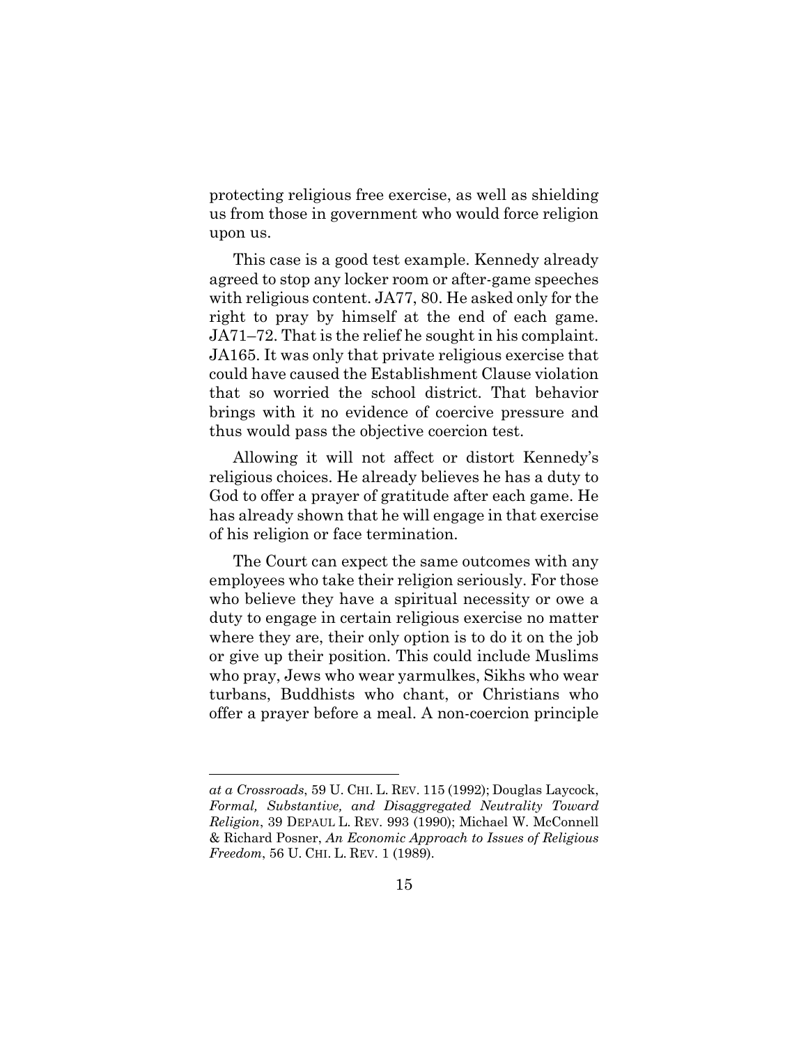protecting religious free exercise, as well as shielding us from those in government who would force religion upon us.

This case is a good test example. Kennedy already agreed to stop any locker room or after-game speeches with religious content. JA77, 80. He asked only for the right to pray by himself at the end of each game. JA71–72. That is the relief he sought in his complaint. JA165. It was only that private religious exercise that could have caused the Establishment Clause violation that so worried the school district. That behavior brings with it no evidence of coercive pressure and thus would pass the objective coercion test.

Allowing it will not affect or distort Kennedy's religious choices. He already believes he has a duty to God to offer a prayer of gratitude after each game. He has already shown that he will engage in that exercise of his religion or face termination.

The Court can expect the same outcomes with any employees who take their religion seriously. For those who believe they have a spiritual necessity or owe a duty to engage in certain religious exercise no matter where they are, their only option is to do it on the job or give up their position. This could include Muslims who pray, Jews who wear yarmulkes, Sikhs who wear turbans, Buddhists who chant, or Christians who offer a prayer before a meal. A non-coercion principle

---

*at a Crossroads*, 59 U. CHI. L. REV. 115 (1992); Douglas Laycock, *Formal, Substantive, and Disaggregated Neutrality Toward Religion*, 39 DEPAUL L. REV. 993 (1990); Michael W. McConnell & Richard Posner, *An Economic Approach to Issues of Religious Freedom*, 56 U. CHI. L. REV. 1 (1989).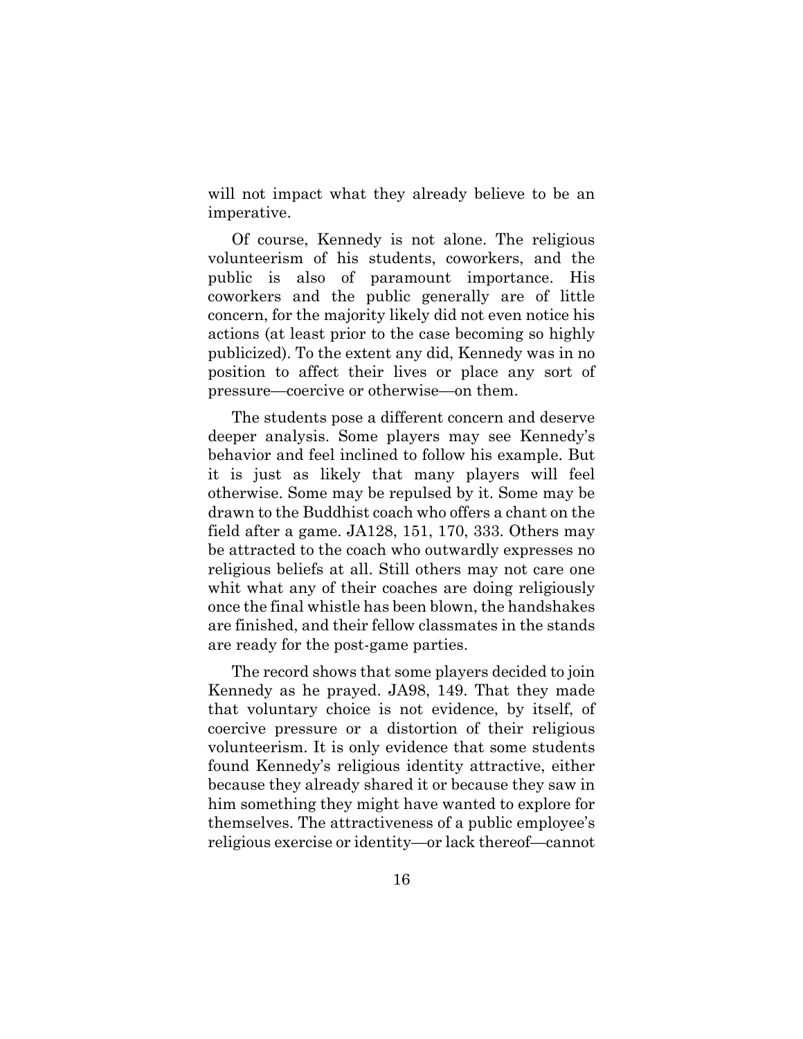will not impact what they already believe to be an imperative.

Of course, Kennedy is not alone. The religious volunteerism of his students, coworkers, and the public is also of paramount importance. His coworkers and the public generally are of little concern, for the majority likely did not even notice his actions (at least prior to the case becoming so highly publicized). To the extent any did, Kennedy was in no position to affect their lives or place any sort of pressure—coercive or otherwise—on them.

The students pose a different concern and deserve deeper analysis. Some players may see Kennedy's behavior and feel inclined to follow his example. But it is just as likely that many players will feel otherwise. Some may be repulsed by it. Some may be drawn to the Buddhist coach who offers a chant on the field after a game. JA128, 151, 170, 333. Others may be attracted to the coach who outwardly expresses no religious beliefs at all. Still others may not care one whit what any of their coaches are doing religiously once the final whistle has been blown, the handshakes are finished, and their fellow classmates in the stands are ready for the post-game parties.

The record shows that some players decided to join Kennedy as he prayed. JA98, 149. That they made that voluntary choice is not evidence, by itself, of coercive pressure or a distortion of their religious volunteerism. It is only evidence that some students found Kennedy's religious identity attractive, either because they already shared it or because they saw in him something they might have wanted to explore for themselves. The attractiveness of a public employee's religious exercise or identity—or lack thereof—cannot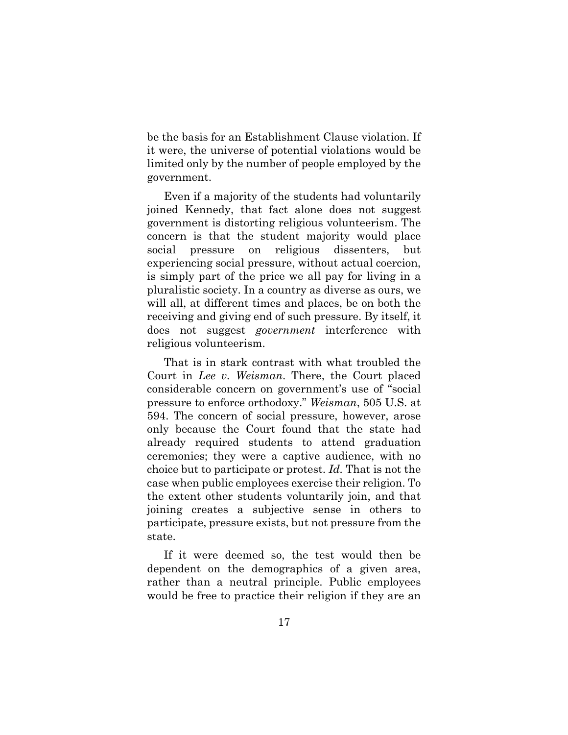be the basis for an Establishment Clause violation. If it were, the universe of potential violations would be limited only by the number of people employed by the government.

Even if a majority of the students had voluntarily joined Kennedy, that fact alone does not suggest government is distorting religious volunteerism. The concern is that the student majority would place social pressure on religious dissenters, but experiencing social pressure, without actual coercion, is simply part of the price we all pay for living in a pluralistic society. In a country as diverse as ours, we will all, at different times and places, be on both the receiving and giving end of such pressure. By itself, it does not suggest *government* interference with religious volunteerism.

That is in stark contrast with what troubled the Court in *Lee v. Weisman*. There, the Court placed considerable concern on government's use of "social pressure to enforce orthodoxy." *Weisman*, 505 U.S. at 594. The concern of social pressure, however, arose only because the Court found that the state had already required students to attend graduation ceremonies; they were a captive audience, with no choice but to participate or protest. *Id.* That is not the case when public employees exercise their religion. To the extent other students voluntarily join, and that joining creates a subjective sense in others to participate, pressure exists, but not pressure from the state.

If it were deemed so, the test would then be dependent on the demographics of a given area, rather than a neutral principle. Public employees would be free to practice their religion if they are an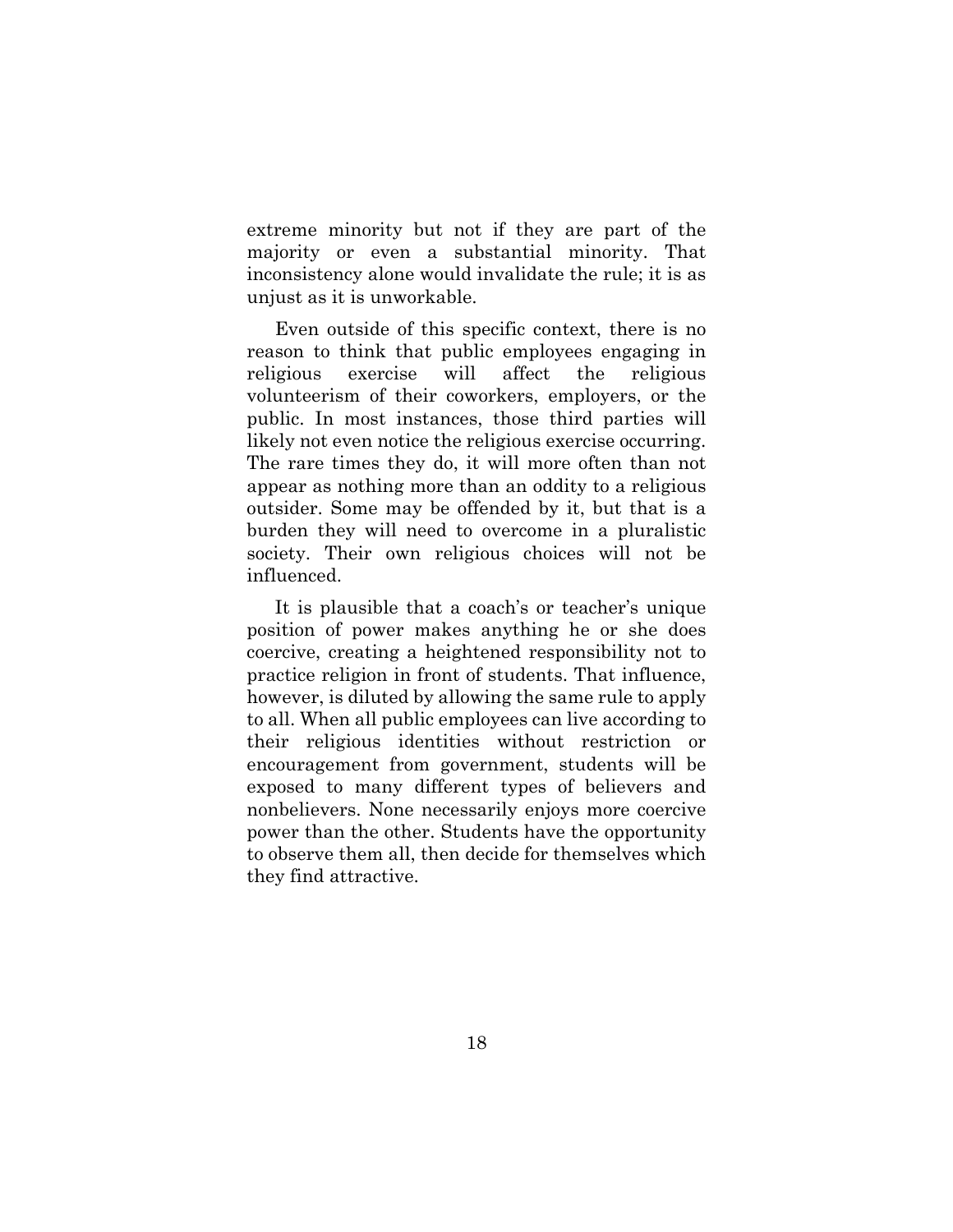extreme minority but not if they are part of the majority or even a substantial minority. That inconsistency alone would invalidate the rule; it is as unjust as it is unworkable.

Even outside of this specific context, there is no reason to think that public employees engaging in religious exercise will affect the religious volunteerism of their coworkers, employers, or the public. In most instances, those third parties will likely not even notice the religious exercise occurring. The rare times they do, it will more often than not appear as nothing more than an oddity to a religious outsider. Some may be offended by it, but that is a burden they will need to overcome in a pluralistic society. Their own religious choices will not be influenced.

It is plausible that a coach's or teacher's unique position of power makes anything he or she does coercive, creating a heightened responsibility not to practice religion in front of students. That influence, however, is diluted by allowing the same rule to apply to all. When all public employees can live according to their religious identities without restriction or encouragement from government, students will be exposed to many different types of believers and nonbelievers. None necessarily enjoys more coercive power than the other. Students have the opportunity to observe them all, then decide for themselves which they find attractive.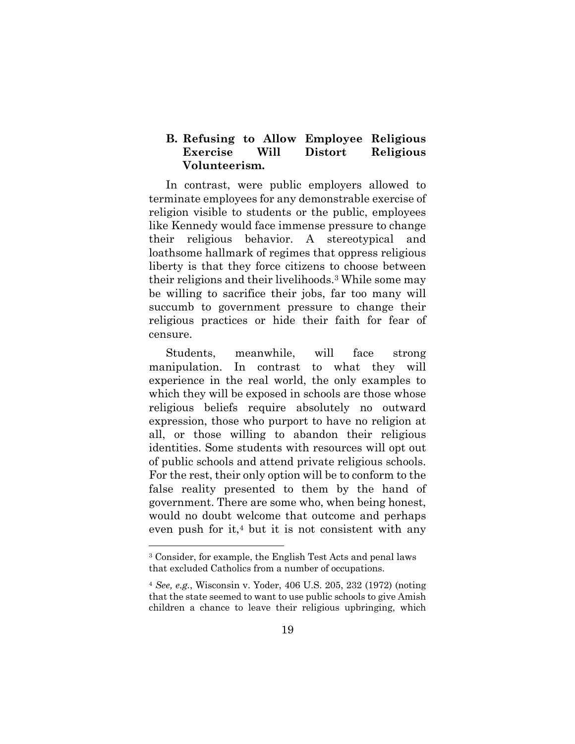### B. Refusing to Allow Employee Religious Exercise Will Distort Religious Volunteerism.

In contrast, were public employers allowed to terminate employees for any demonstrable exercise of religion visible to students or the public, employees like Kennedy would face immense pressure to change their religious behavior. A stereotypical and loathsome hallmark of regimes that oppress religious liberty is that they force citizens to choose between their religions and their livelihoods.[3] While some may be willing to sacrifice their jobs, far too many will succumb to government pressure to change their religious practices or hide their faith for fear of censure.

Students, meanwhile, will face strong manipulation. In contrast to what they will experience in the real world, the only examples to which they will be exposed in schools are those whose religious beliefs require absolutely no outward expression, those who purport to have no religion at all, or those willing to abandon their religious identities. Some students with resources will opt out of public schools and attend private religious schools. For the rest, their only option will be to conform to the false reality presented to them by the hand of government. There are some who, when being honest, would no doubt welcome that outcome and perhaps even push for it,[4] but it is not consistent with any

---

[3] Consider, for example, the English Test Acts and penal laws that excluded Catholics from a number of occupations.

[4] *See, e.g.*, Wisconsin v. Yoder, 406 U.S. 205, 232 (1972) (noting that the state seemed to want to use public schools to give Amish children a chance to leave their religious upbringing, which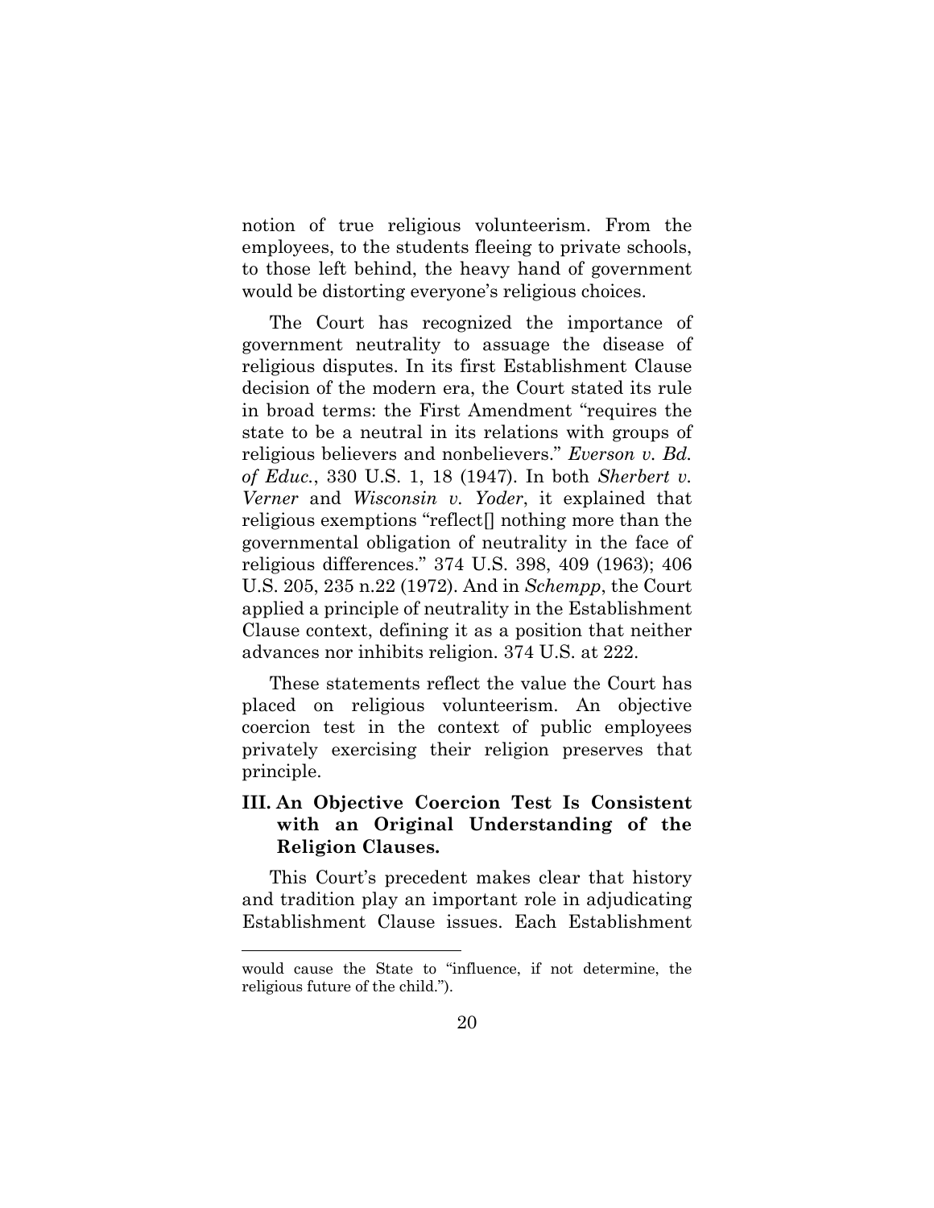notion of true religious volunteerism. From the employees, to the students fleeing to private schools, to those left behind, the heavy hand of government would be distorting everyone's religious choices.

The Court has recognized the importance of government neutrality to assuage the disease of religious disputes. In its first Establishment Clause decision of the modern era, the Court stated its rule in broad terms: the First Amendment "requires the state to be a neutral in its relations with groups of religious believers and nonbelievers." *Everson v. Bd. of Educ.*, 330 U.S. 1, 18 (1947). In both *Sherbert v. Verner* and *Wisconsin v. Yoder*, it explained that religious exemptions "reflect[] nothing more than the governmental obligation of neutrality in the face of religious differences." 374 U.S. 398, 409 (1963); 406 U.S. 205, 235 n.22 (1972). And in *Schempp*, the Court applied a principle of neutrality in the Establishment Clause context, defining it as a position that neither advances nor inhibits religion. 374 U.S. at 222.

These statements reflect the value the Court has placed on religious volunteerism. An objective coercion test in the context of public employees privately exercising their religion preserves that principle.

## III. An Objective Coercion Test Is Consistent with an Original Understanding of the Religion Clauses.

This Court's precedent makes clear that history and tradition play an important role in adjudicating Establishment Clause issues. Each Establishment

---

would cause the State to "influence, if not determine, the religious future of the child.").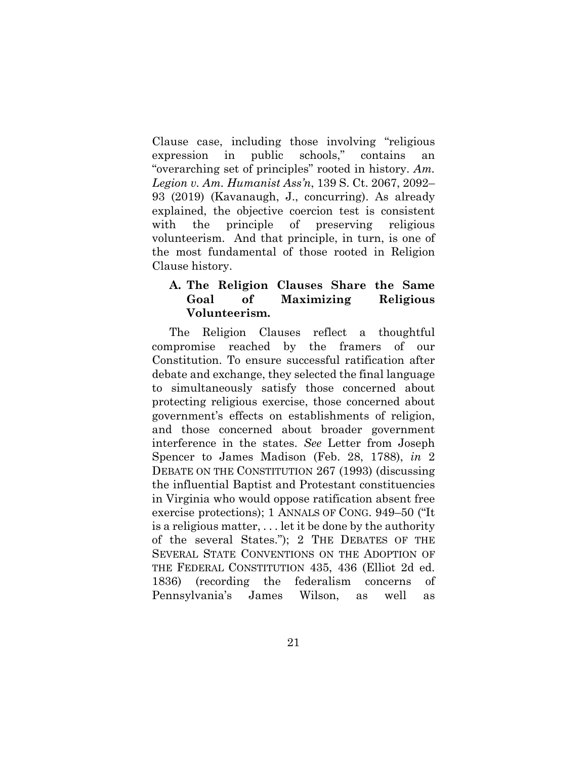Clause case, including those involving "religious expression in public schools," contains an "overarching set of principles" rooted in history. *Am. Legion v. Am. Humanist Ass'n*, 139 S. Ct. 2067, 2092–93 (2019) (Kavanaugh, J., concurring). As already explained, the objective coercion test is consistent with the principle of preserving religious volunteerism. And that principle, in turn, is one of the most fundamental of those rooted in Religion Clause history.

### A. The Religion Clauses Share the Same Goal of Maximizing Religious Volunteerism.

The Religion Clauses reflect a thoughtful compromise reached by the framers of our Constitution. To ensure successful ratification after debate and exchange, they selected the final language to simultaneously satisfy those concerned about protecting religious exercise, those concerned about government's effects on establishments of religion, and those concerned about broader government interference in the states. *See* Letter from Joseph Spencer to James Madison (Feb. 28, 1788), *in* 2 DEBATE ON THE CONSTITUTION 267 (1993) (discussing the influential Baptist and Protestant constituencies in Virginia who would oppose ratification absent free exercise protections); 1 ANNALS OF CONG. 949–50 ("It is a religious matter, . . . let it be done by the authority of the several States."); 2 THE DEBATES OF THE SEVERAL STATE CONVENTIONS ON THE ADOPTION OF THE FEDERAL CONSTITUTION 435, 436 (Elliot 2d ed. 1836) (recording the federalism concerns of Pennsylvania's James Wilson, as well as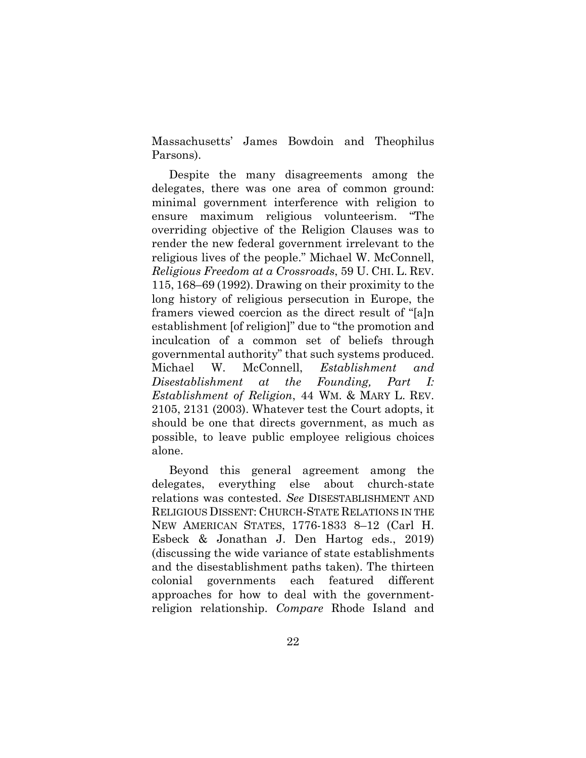Massachusetts' James Bowdoin and Theophilus Parsons).

Despite the many disagreements among the delegates, there was one area of common ground: minimal government interference with religion to ensure maximum religious volunteerism. "The overriding objective of the Religion Clauses was to render the new federal government irrelevant to the religious lives of the people." Michael W. McConnell, *Religious Freedom at a Crossroads*, 59 U. CHI. L. REV. 115, 168–69 (1992). Drawing on their proximity to the long history of religious persecution in Europe, the framers viewed coercion as the direct result of "[a]n establishment [of religion]" due to "the promotion and inculcation of a common set of beliefs through governmental authority" that such systems produced. Michael W. McConnell, *Establishment and Disestablishment at the Founding, Part I: Establishment of Religion*, 44 WM. & MARY L. REV. 2105, 2131 (2003). Whatever test the Court adopts, it should be one that directs government, as much as possible, to leave public employee religious choices alone.

Beyond this general agreement among the delegates, everything else about church-state relations was contested. *See* DISESTABLISHMENT AND RELIGIOUS DISSENT: CHURCH-STATE RELATIONS IN THE NEW AMERICAN STATES, 1776-1833 8–12 (Carl H. Esbeck & Jonathan J. Den Hartog eds., 2019) (discussing the wide variance of state establishments and the disestablishment paths taken). The thirteen colonial governments each featured different approaches for how to deal with the government-religion relationship. *Compare* Rhode Island and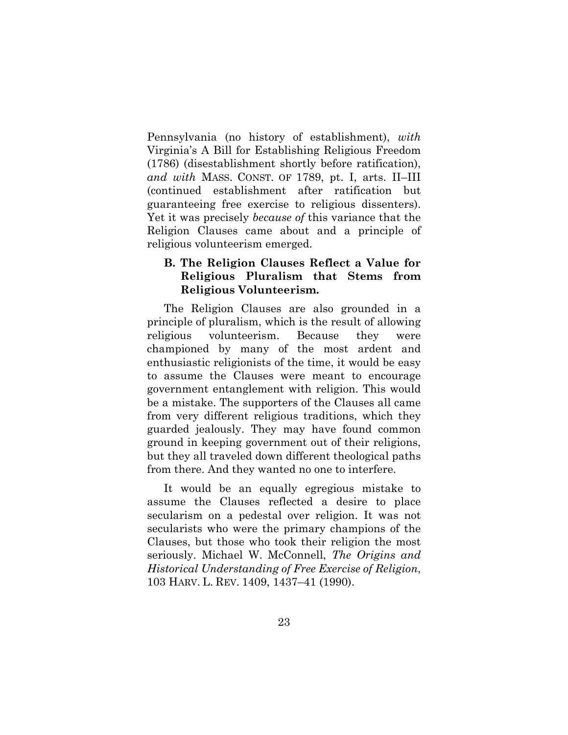Pennsylvania (no history of establishment), *with* Virginia's A Bill for Establishing Religious Freedom (1786) (disestablishment shortly before ratification), *and with* MASS. CONST. OF 1789, pt. I, arts. II–III (continued establishment after ratification but guaranteeing free exercise to religious dissenters). Yet it was precisely *because of* this variance that the Religion Clauses came about and a principle of religious volunteerism emerged.

### B. The Religion Clauses Reflect a Value for Religious Pluralism that Stems from Religious Volunteerism.

The Religion Clauses are also grounded in a principle of pluralism, which is the result of allowing religious volunteerism. Because they were championed by many of the most ardent and enthusiastic religionists of the time, it would be easy to assume the Clauses were meant to encourage government entanglement with religion. This would be a mistake. The supporters of the Clauses all came from very different religious traditions, which they guarded jealously. They may have found common ground in keeping government out of their religions, but they all traveled down different theological paths from there. And they wanted no one to interfere.

It would be an equally egregious mistake to assume the Clauses reflected a desire to place secularism on a pedestal over religion. It was not secularists who were the primary champions of the Clauses, but those who took their religion the most seriously. Michael W. McConnell, *The Origins and Historical Understanding of Free Exercise of Religion*, 103 HARV. L. REV. 1409, 1437–41 (1990).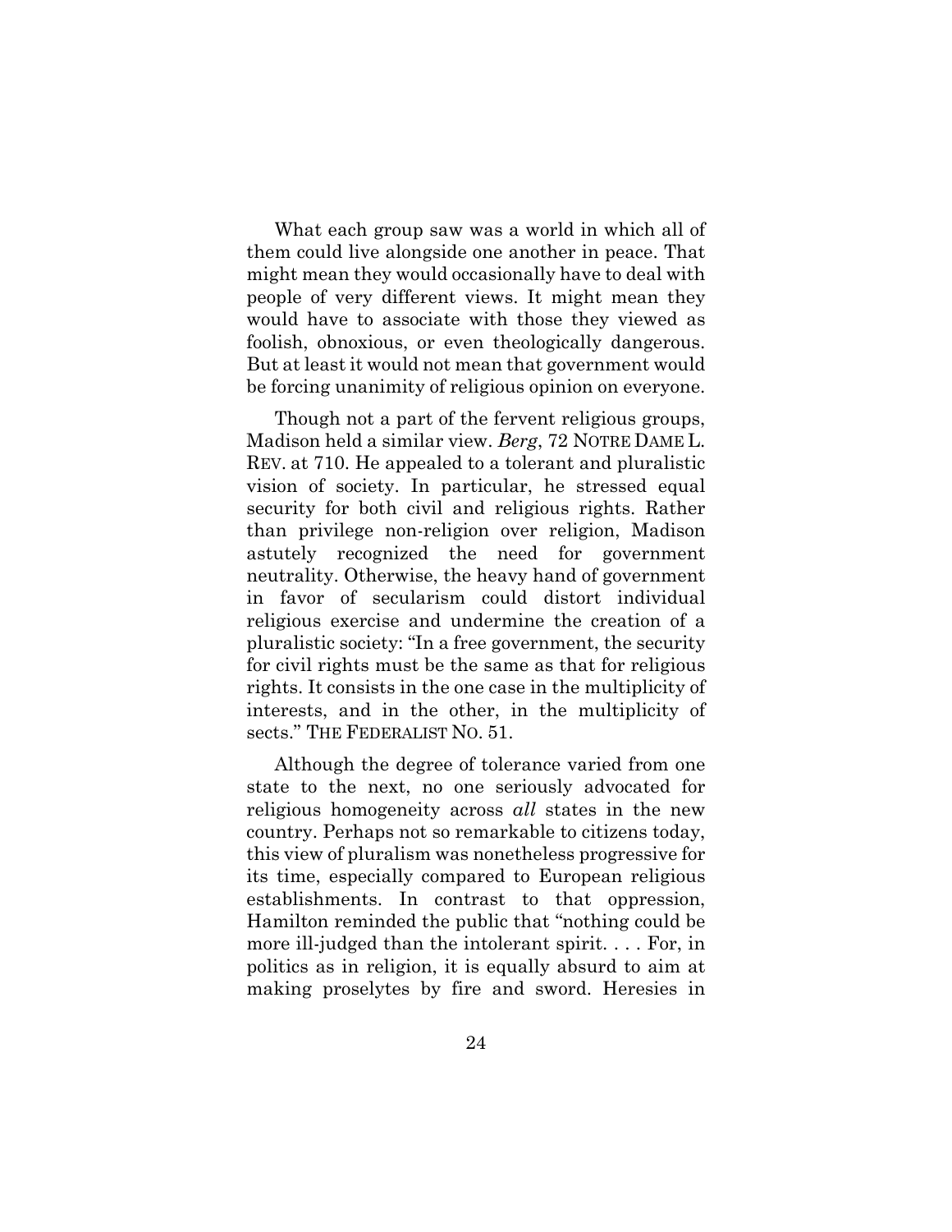What each group saw was a world in which all of them could live alongside one another in peace. That might mean they would occasionally have to deal with people of very different views. It might mean they would have to associate with those they viewed as foolish, obnoxious, or even theologically dangerous. But at least it would not mean that government would be forcing unanimity of religious opinion on everyone.

Though not a part of the fervent religious groups, Madison held a similar view. *Berg*, 72 NOTRE DAME L. REV. at 710. He appealed to a tolerant and pluralistic vision of society. In particular, he stressed equal security for both civil and religious rights. Rather than privilege non-religion over religion, Madison astutely recognized the need for government neutrality. Otherwise, the heavy hand of government in favor of secularism could distort individual religious exercise and undermine the creation of a pluralistic society: "In a free government, the security for civil rights must be the same as that for religious rights. It consists in the one case in the multiplicity of interests, and in the other, in the multiplicity of sects." THE FEDERALIST NO. 51.

Although the degree of tolerance varied from one state to the next, no one seriously advocated for religious homogeneity across *all* states in the new country. Perhaps not so remarkable to citizens today, this view of pluralism was nonetheless progressive for its time, especially compared to European religious establishments. In contrast to that oppression, Hamilton reminded the public that "nothing could be more ill-judged than the intolerant spirit. . . . For, in politics as in religion, it is equally absurd to aim at making proselytes by fire and sword. Heresies in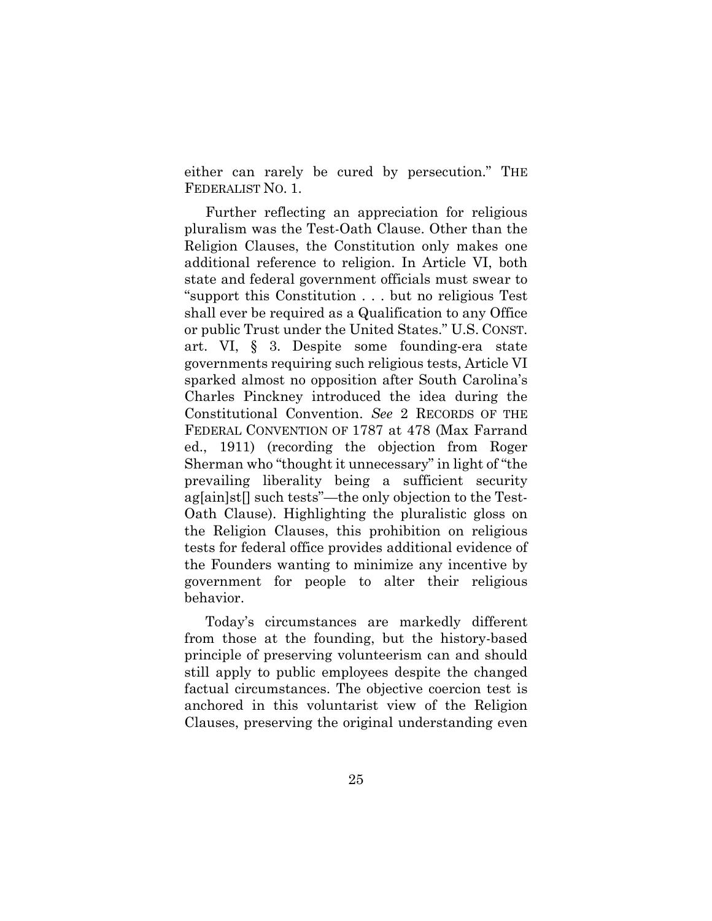either can rarely be cured by persecution." THE FEDERALIST NO. 1.

Further reflecting an appreciation for religious pluralism was the Test-Oath Clause. Other than the Religion Clauses, the Constitution only makes one additional reference to religion. In Article VI, both state and federal government officials must swear to "support this Constitution . . . but no religious Test shall ever be required as a Qualification to any Office or public Trust under the United States." U.S. CONST. art. VI, § 3. Despite some founding-era state governments requiring such religious tests, Article VI sparked almost no opposition after South Carolina's Charles Pinckney introduced the idea during the Constitutional Convention. *See* 2 RECORDS OF THE FEDERAL CONVENTION OF 1787 at 478 (Max Farrand ed., 1911) (recording the objection from Roger Sherman who "thought it unnecessary" in light of "the prevailing liberality being a sufficient security ag[ain]st[] such tests"—the only objection to the Test-Oath Clause). Highlighting the pluralistic gloss on the Religion Clauses, this prohibition on religious tests for federal office provides additional evidence of the Founders wanting to minimize any incentive by government for people to alter their religious behavior.

Today's circumstances are markedly different from those at the founding, but the history-based principle of preserving volunteerism can and should still apply to public employees despite the changed factual circumstances. The objective coercion test is anchored in this voluntarist view of the Religion Clauses, preserving the original understanding even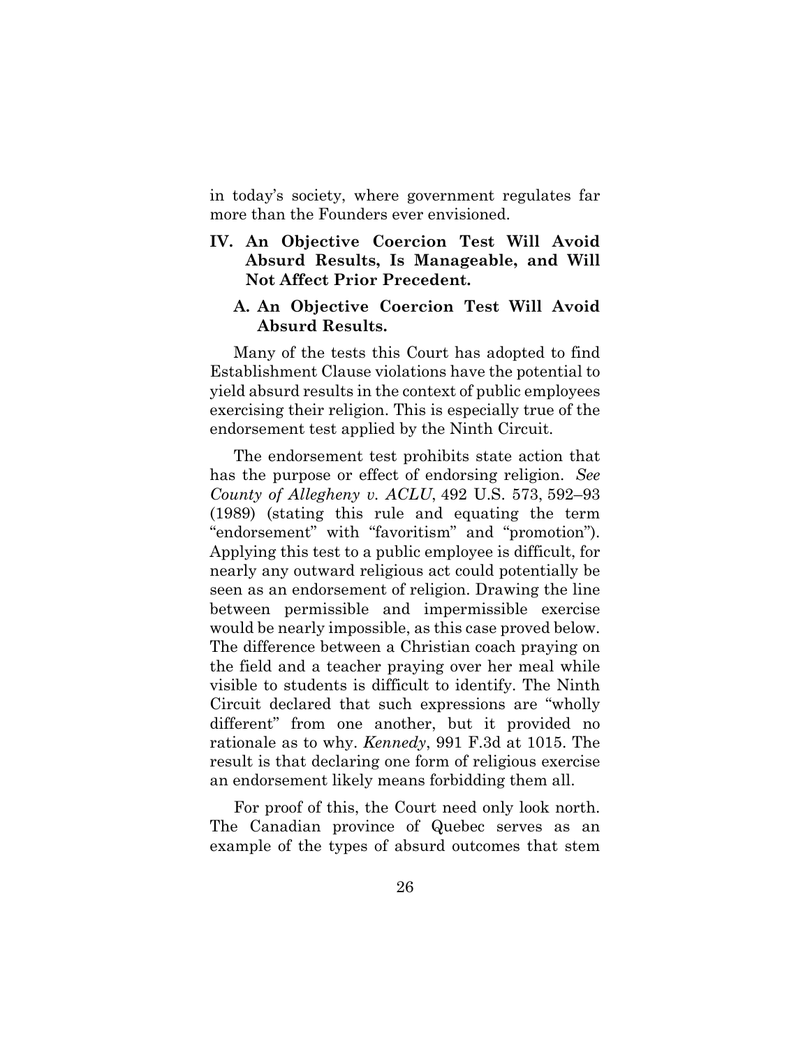in today's society, where government regulates far more than the Founders ever envisioned.

## IV. An Objective Coercion Test Will Avoid Absurd Results, Is Manageable, and Will Not Affect Prior Precedent.

### A. An Objective Coercion Test Will Avoid Absurd Results.

Many of the tests this Court has adopted to find Establishment Clause violations have the potential to yield absurd results in the context of public employees exercising their religion. This is especially true of the endorsement test applied by the Ninth Circuit.

The endorsement test prohibits state action that has the purpose or effect of endorsing religion. *See County of Allegheny v. ACLU*, 492 U.S. 573, 592–93 (1989) (stating this rule and equating the term "endorsement" with "favoritism" and "promotion"). Applying this test to a public employee is difficult, for nearly any outward religious act could potentially be seen as an endorsement of religion. Drawing the line between permissible and impermissible exercise would be nearly impossible, as this case proved below. The difference between a Christian coach praying on the field and a teacher praying over her meal while visible to students is difficult to identify. The Ninth Circuit declared that such expressions are "wholly different" from one another, but it provided no rationale as to why. *Kennedy*, 991 F.3d at 1015. The result is that declaring one form of religious exercise an endorsement likely means forbidding them all.

For proof of this, the Court need only look north. The Canadian province of Quebec serves as an example of the types of absurd outcomes that stem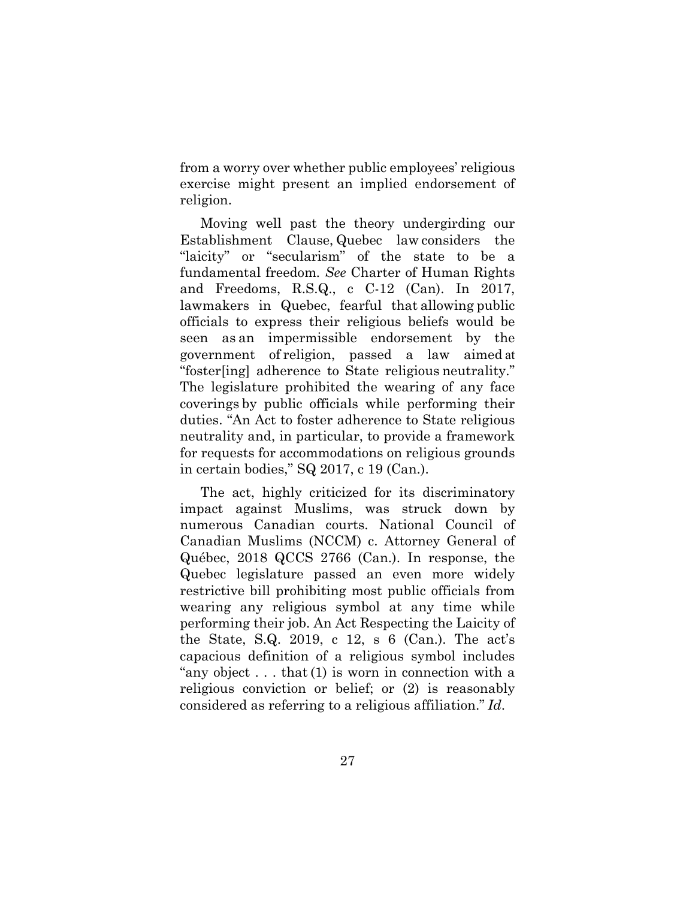from a worry over whether public employees' religious exercise might present an implied endorsement of religion.

Moving well past the theory undergirding our Establishment Clause, Quebec law considers the "laicity" or "secularism" of the state to be a fundamental freedom. *See* Charter of Human Rights and Freedoms, R.S.Q., c C-12 (Can). In 2017, lawmakers in Quebec, fearful that allowing public officials to express their religious beliefs would be seen as an impermissible endorsement by the government of religion, passed a law aimed at "foster[ing] adherence to State religious neutrality." The legislature prohibited the wearing of any face coverings by public officials while performing their duties. "An Act to foster adherence to State religious neutrality and, in particular, to provide a framework for requests for accommodations on religious grounds in certain bodies," SQ 2017, c 19 (Can.).

The act, highly criticized for its discriminatory impact against Muslims, was struck down by numerous Canadian courts. National Council of Canadian Muslims (NCCM) c. Attorney General of Québec, 2018 QCCS 2766 (Can.). In response, the Quebec legislature passed an even more widely restrictive bill prohibiting most public officials from wearing any religious symbol at any time while performing their job. An Act Respecting the Laicity of the State, S.Q. 2019, c 12, s 6 (Can.). The act's capacious definition of a religious symbol includes "any object . . . that (1) is worn in connection with a religious conviction or belief; or (2) is reasonably considered as referring to a religious affiliation." *Id.*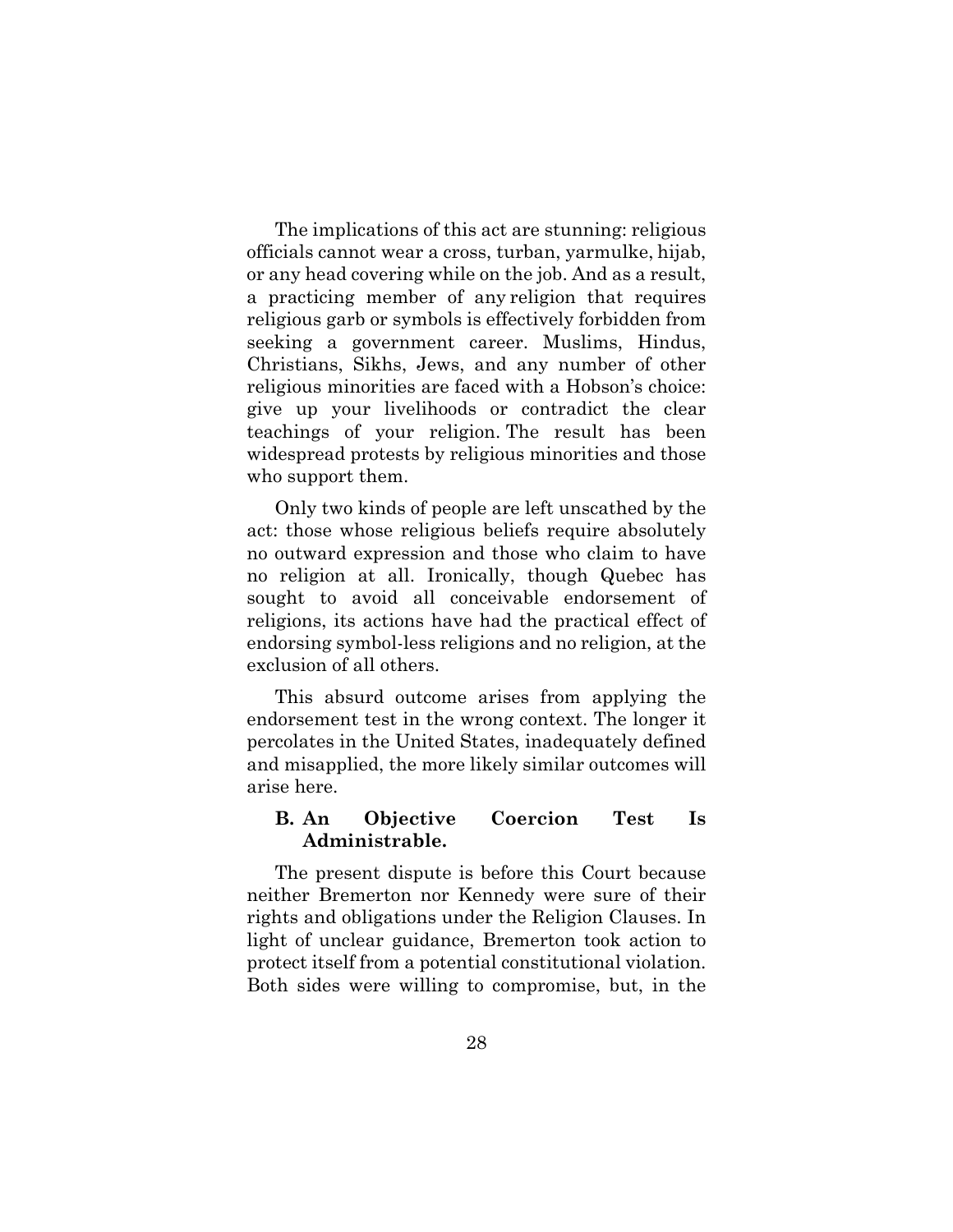The implications of this act are stunning: religious officials cannot wear a cross, turban, yarmulke, hijab, or any head covering while on the job. And as a result, a practicing member of any religion that requires religious garb or symbols is effectively forbidden from seeking a government career. Muslims, Hindus, Christians, Sikhs, Jews, and any number of other religious minorities are faced with a Hobson's choice: give up your livelihoods or contradict the clear teachings of your religion. The result has been widespread protests by religious minorities and those who support them.

Only two kinds of people are left unscathed by the act: those whose religious beliefs require absolutely no outward expression and those who claim to have no religion at all. Ironically, though Quebec has sought to avoid all conceivable endorsement of religions, its actions have had the practical effect of endorsing symbol-less religions and no religion, at the exclusion of all others.

This absurd outcome arises from applying the endorsement test in the wrong context. The longer it percolates in the United States, inadequately defined and misapplied, the more likely similar outcomes will arise here.

### B. An Objective Coercion Test Is Administrable.

The present dispute is before this Court because neither Bremerton nor Kennedy were sure of their rights and obligations under the Religion Clauses. In light of unclear guidance, Bremerton took action to protect itself from a potential constitutional violation. Both sides were willing to compromise, but, in the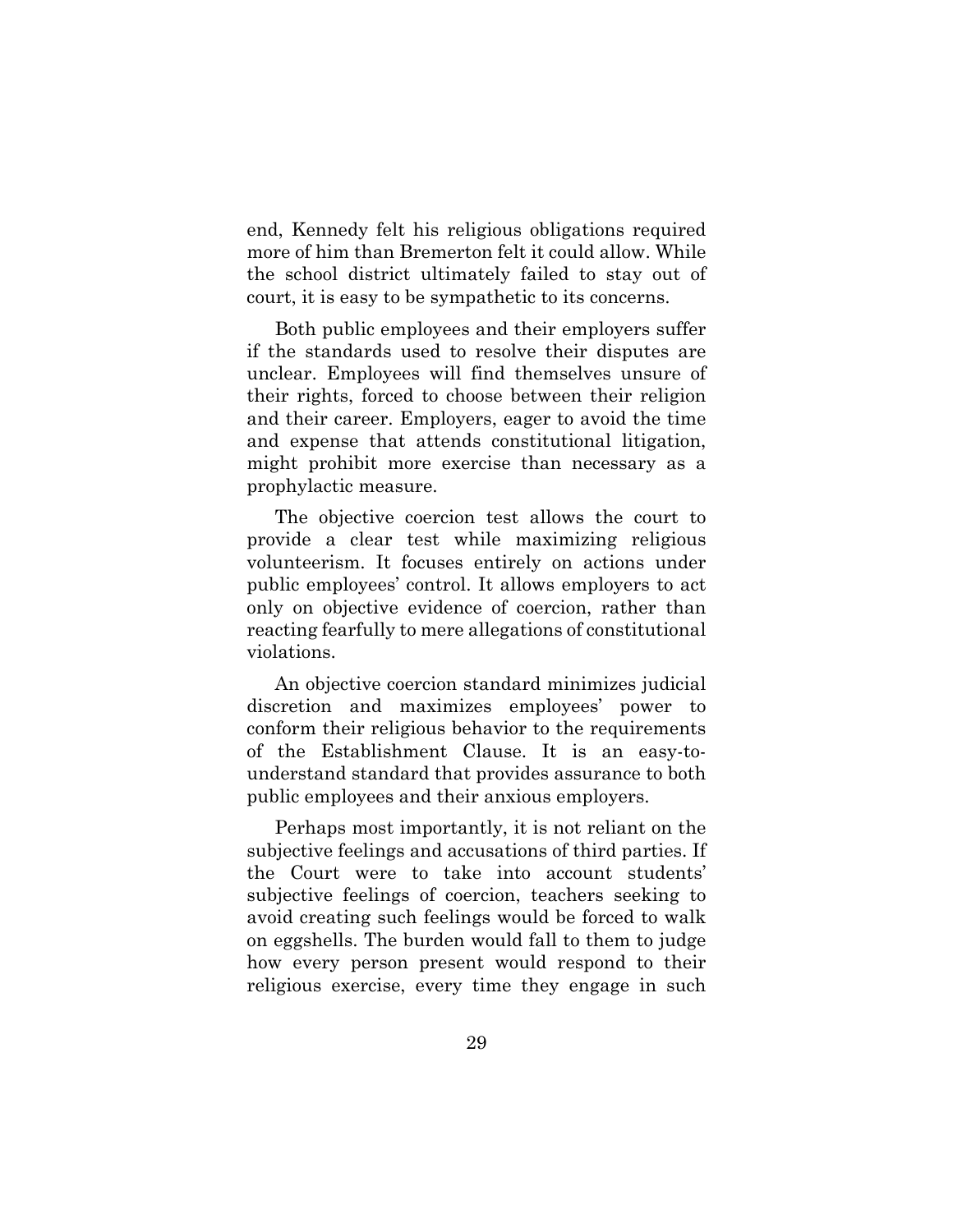end, Kennedy felt his religious obligations required more of him than Bremerton felt it could allow. While the school district ultimately failed to stay out of court, it is easy to be sympathetic to its concerns.

Both public employees and their employers suffer if the standards used to resolve their disputes are unclear. Employees will find themselves unsure of their rights, forced to choose between their religion and their career. Employers, eager to avoid the time and expense that attends constitutional litigation, might prohibit more exercise than necessary as a prophylactic measure.

The objective coercion test allows the court to provide a clear test while maximizing religious volunteerism. It focuses entirely on actions under public employees' control. It allows employers to act only on objective evidence of coercion, rather than reacting fearfully to mere allegations of constitutional violations.

An objective coercion standard minimizes judicial discretion and maximizes employees' power to conform their religious behavior to the requirements of the Establishment Clause. It is an easy-to-understand standard that provides assurance to both public employees and their anxious employers.

Perhaps most importantly, it is not reliant on the subjective feelings and accusations of third parties. If the Court were to take into account students' subjective feelings of coercion, teachers seeking to avoid creating such feelings would be forced to walk on eggshells. The burden would fall to them to judge how every person present would respond to their religious exercise, every time they engage in such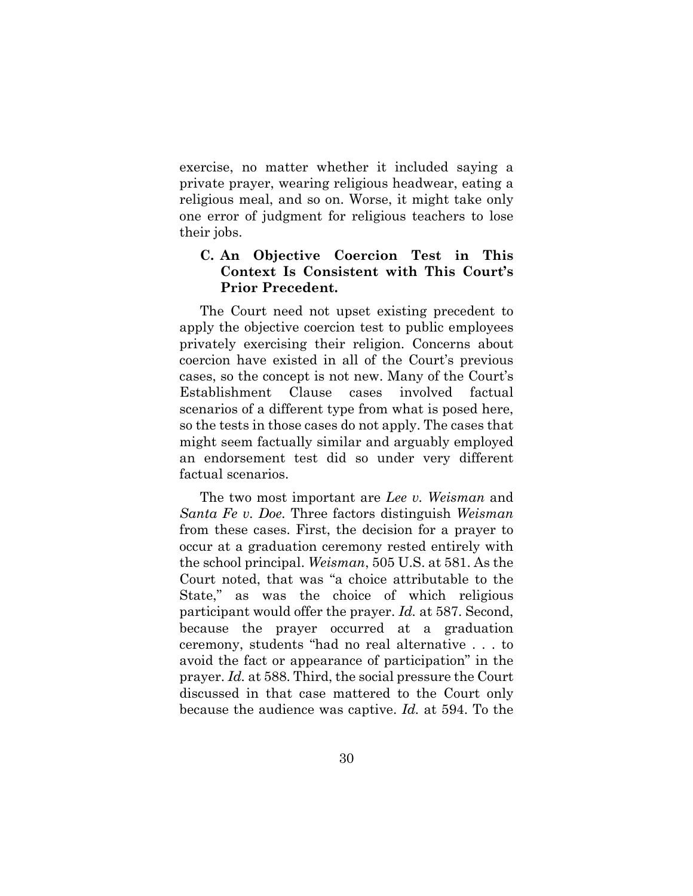exercise, no matter whether it included saying a private prayer, wearing religious headwear, eating a religious meal, and so on. Worse, it might take only one error of judgment for religious teachers to lose their jobs.

### C. An Objective Coercion Test in This Context Is Consistent with This Court's Prior Precedent.

The Court need not upset existing precedent to apply the objective coercion test to public employees privately exercising their religion. Concerns about coercion have existed in all of the Court's previous cases, so the concept is not new. Many of the Court's Establishment Clause cases involved factual scenarios of a different type from what is posed here, so the tests in those cases do not apply. The cases that might seem factually similar and arguably employed an endorsement test did so under very different factual scenarios.

The two most important are *Lee v. Weisman* and *Santa Fe v. Doe.* Three factors distinguish *Weisman* from these cases. First, the decision for a prayer to occur at a graduation ceremony rested entirely with the school principal. *Weisman*, 505 U.S. at 581. As the Court noted, that was "a choice attributable to the State," as was the choice of which religious participant would offer the prayer. *Id.* at 587. Second, because the prayer occurred at a graduation ceremony, students "had no real alternative . . . to avoid the fact or appearance of participation" in the prayer. *Id.* at 588. Third, the social pressure the Court discussed in that case mattered to the Court only because the audience was captive. *Id.* at 594. To the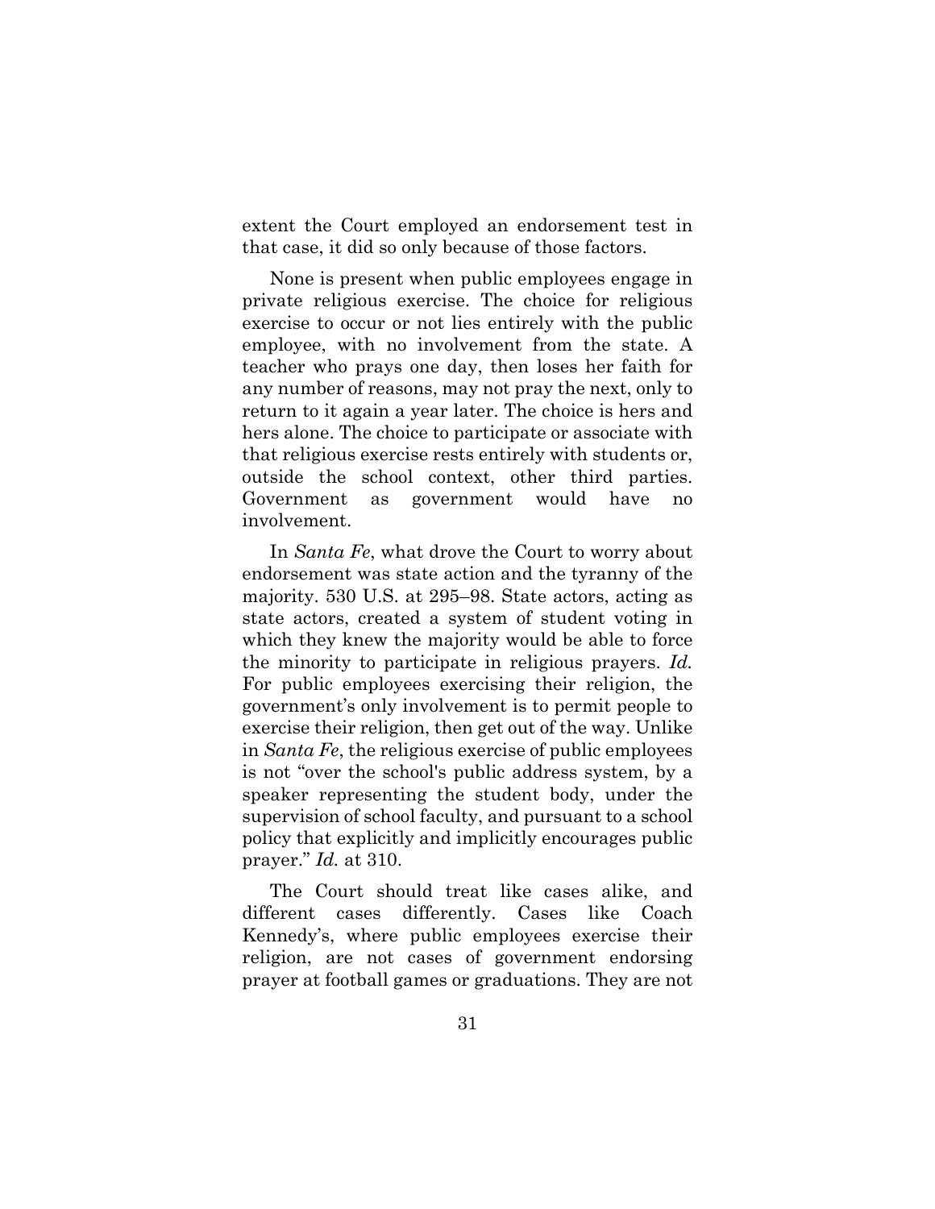extent the Court employed an endorsement test in that case, it did so only because of those factors.

None is present when public employees engage in private religious exercise. The choice for religious exercise to occur or not lies entirely with the public employee, with no involvement from the state. A teacher who prays one day, then loses her faith for any number of reasons, may not pray the next, only to return to it again a year later. The choice is hers and hers alone. The choice to participate or associate with that religious exercise rests entirely with students or, outside the school context, other third parties. Government as government would have no involvement.

In *Santa Fe*, what drove the Court to worry about endorsement was state action and the tyranny of the majority. 530 U.S. at 295–98. State actors, acting as state actors, created a system of student voting in which they knew the majority would be able to force the minority to participate in religious prayers. *Id.* For public employees exercising their religion, the government's only involvement is to permit people to exercise their religion, then get out of the way. Unlike in *Santa Fe*, the religious exercise of public employees is not "over the school's public address system, by a speaker representing the student body, under the supervision of school faculty, and pursuant to a school policy that explicitly and implicitly encourages public prayer." *Id.* at 310.

The Court should treat like cases alike, and different cases differently. Cases like Coach Kennedy's, where public employees exercise their religion, are not cases of government endorsing prayer at football games or graduations. They are not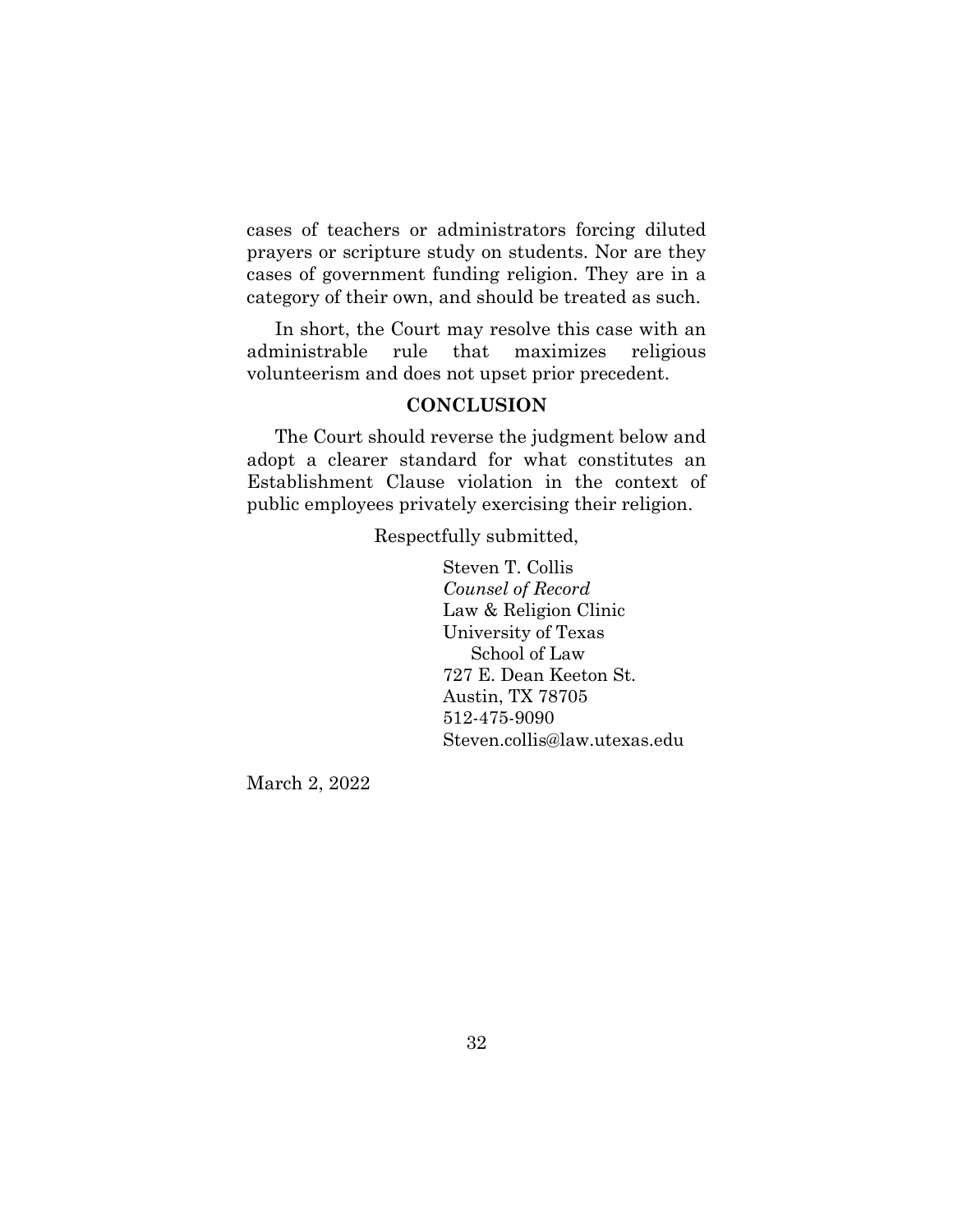cases of teachers or administrators forcing diluted prayers or scripture study on students. Nor are they cases of government funding religion. They are in a category of their own, and should be treated as such.

In short, the Court may resolve this case with an administrable rule that maximizes religious volunteerism and does not upset prior precedent.

## CONCLUSION

The Court should reverse the judgment below and adopt a clearer standard for what constitutes an Establishment Clause violation in the context of public employees privately exercising their religion.

Respectfully submitted,

Steven T. Collis
*Counsel of Record*
Law & Religion Clinic
University of Texas
School of Law
727 E. Dean Keeton St.
Austin, TX 78705
512-475-9090
Steven.collis@law.utexas.edu

March 2, 2022